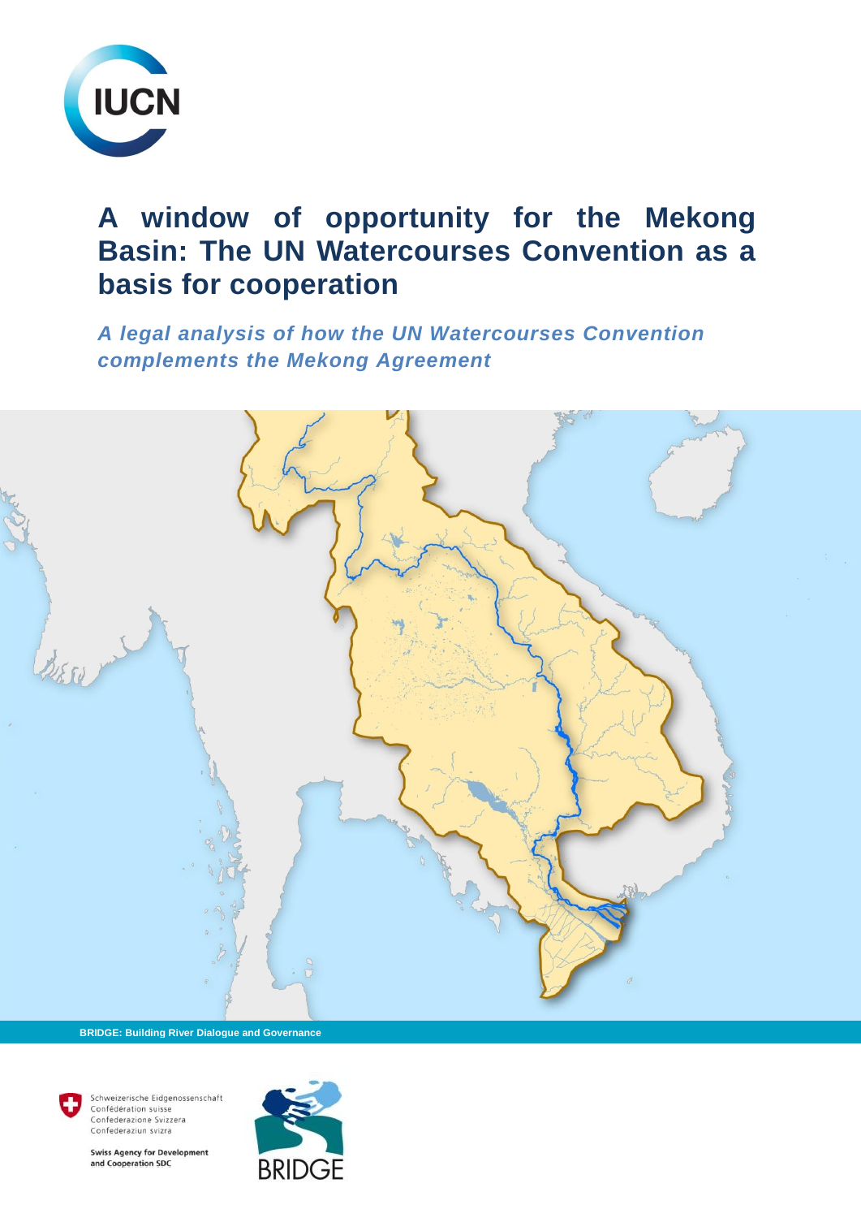IUCN

# A window of opportunity for the Mekong Basin: The UN Watercourses Convention as a basis for cooperation

***A legal analysis of how the UN Watercourses Convention complements the Mekong Agreement***

**BRIDGE: Building River Dialogue and Governance**

Schweizerische Eidgenossenschaft
Confédération suisse
Confederazione Svizzera
Confederaziun svizra

**Swiss Agency for Development and Cooperation SDC**

BRIDGE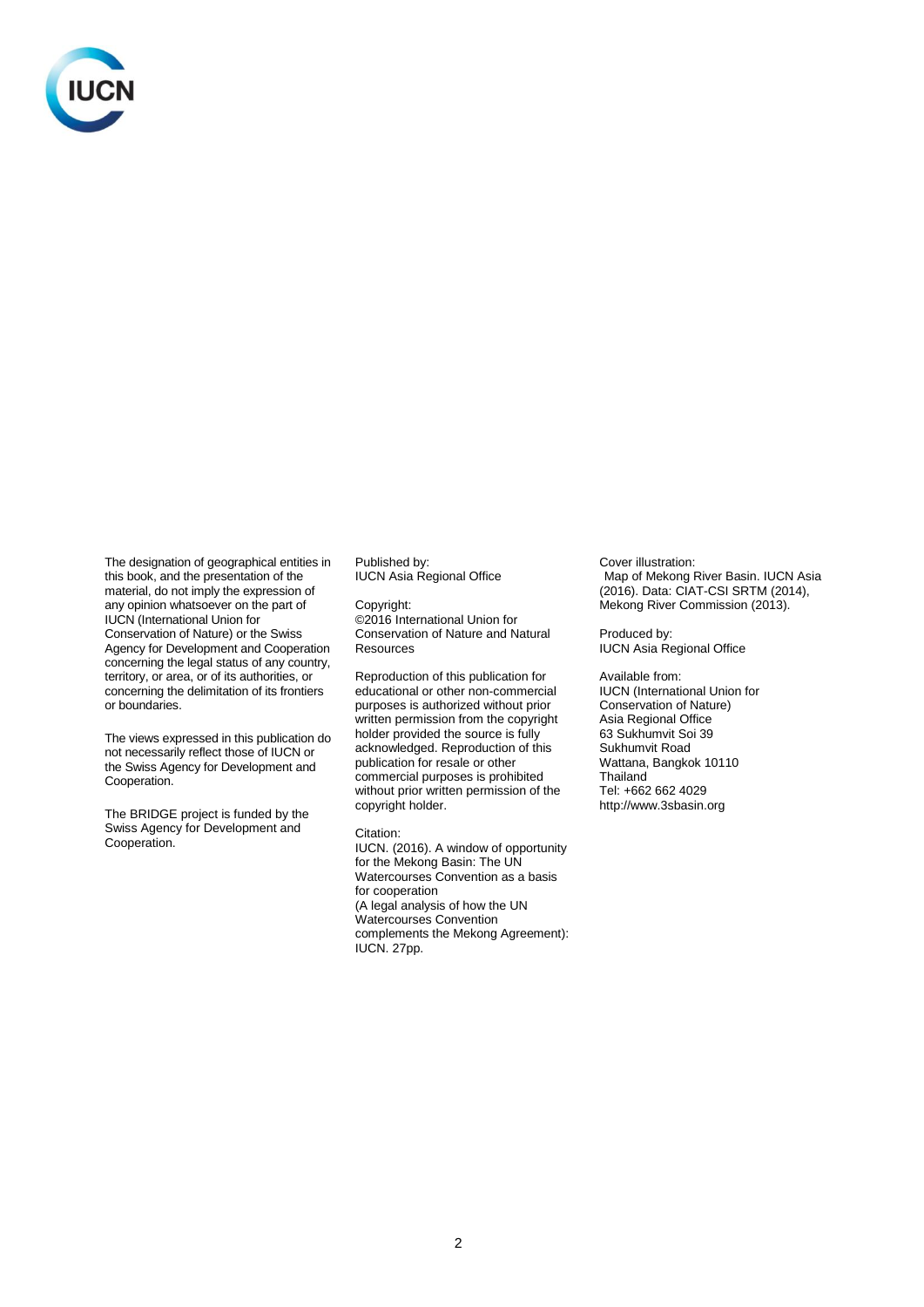The designation of geographical entities in this book, and the presentation of the material, do not imply the expression of any opinion whatsoever on the part of IUCN (International Union for Conservation of Nature) or the Swiss Agency for Development and Cooperation concerning the legal status of any country, territory, or area, or of its authorities, or concerning the delimitation of its frontiers or boundaries.

The views expressed in this publication do not necessarily reflect those of IUCN or the Swiss Agency for Development and Cooperation.

The BRIDGE project is funded by the Swiss Agency for Development and Cooperation.

Published by:
IUCN Asia Regional Office

Copyright:
©2016 International Union for Conservation of Nature and Natural Resources

Reproduction of this publication for educational or other non-commercial purposes is authorized without prior written permission from the copyright holder provided the source is fully acknowledged. Reproduction of this publication for resale or other commercial purposes is prohibited without prior written permission of the copyright holder.

Citation:
IUCN. (2016). A window of opportunity for the Mekong Basin: The UN Watercourses Convention as a basis for cooperation
(A legal analysis of how the UN Watercourses Convention complements the Mekong Agreement): IUCN. 27pp.

Cover illustration:
Map of Mekong River Basin. IUCN Asia (2016). Data: CIAT-CSI SRTM (2014), Mekong River Commission (2013).

Produced by:
IUCN Asia Regional Office

Available from:
IUCN (International Union for Conservation of Nature)
Asia Regional Office
63 Sukhumvit Soi 39
Sukhumvit Road
Wattana, Bangkok 10110
Thailand
Tel: +662 662 4029
http://www.3sbasin.org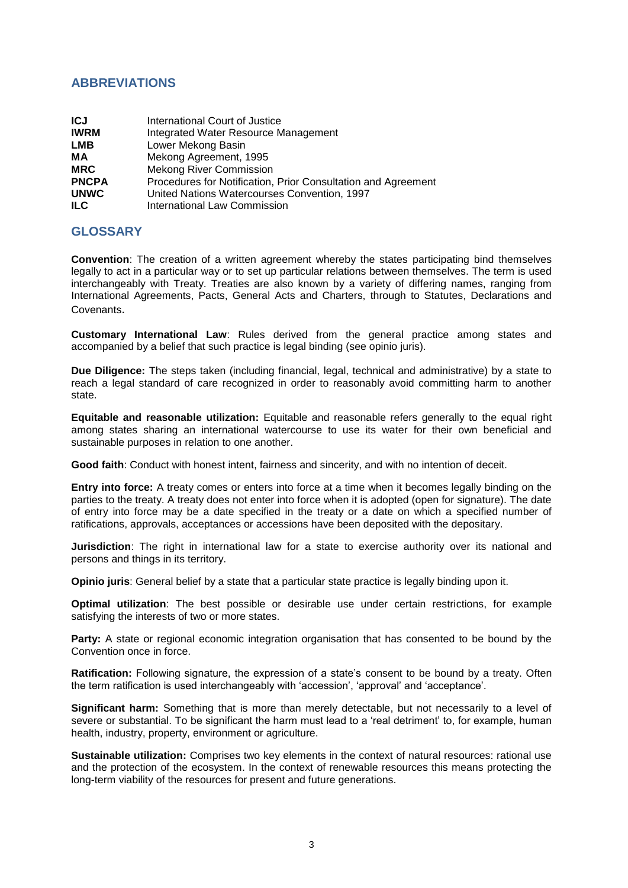## ABBREVIATIONS

| | |
|---|---|
| **ICJ** | International Court of Justice |
| **IWRM** | Integrated Water Resource Management |
| **LMB** | Lower Mekong Basin |
| **MA** | Mekong Agreement, 1995 |
| **MRC** | Mekong River Commission |
| **PNCPA** | Procedures for Notification, Prior Consultation and Agreement |
| **UNWC** | United Nations Watercourses Convention, 1997 |
| **ILC** | International Law Commission |

## GLOSSARY

**Convention**: The creation of a written agreement whereby the states participating bind themselves legally to act in a particular way or to set up particular relations between themselves. The term is used interchangeably with Treaty. Treaties are also known by a variety of differing names, ranging from International Agreements, Pacts, General Acts and Charters, through to Statutes, Declarations and Covenants.

**Customary International Law**: Rules derived from the general practice among states and accompanied by a belief that such practice is legal binding (see opinio juris).

**Due Diligence:** The steps taken (including financial, legal, technical and administrative) by a state to reach a legal standard of care recognized in order to reasonably avoid committing harm to another state.

**Equitable and reasonable utilization:** Equitable and reasonable refers generally to the equal right among states sharing an international watercourse to use its water for their own beneficial and sustainable purposes in relation to one another.

**Good faith**: Conduct with honest intent, fairness and sincerity, and with no intention of deceit.

**Entry into force:** A treaty comes or enters into force at a time when it becomes legally binding on the parties to the treaty. A treaty does not enter into force when it is adopted (open for signature). The date of entry into force may be a date specified in the treaty or a date on which a specified number of ratifications, approvals, acceptances or accessions have been deposited with the depositary.

**Jurisdiction**: The right in international law for a state to exercise authority over its national and persons and things in its territory.

**Opinio juris**: General belief by a state that a particular state practice is legally binding upon it.

**Optimal utilization**: The best possible or desirable use under certain restrictions, for example satisfying the interests of two or more states.

**Party:** A state or regional economic integration organisation that has consented to be bound by the Convention once in force.

**Ratification:** Following signature, the expression of a state's consent to be bound by a treaty. Often the term ratification is used interchangeably with 'accession', 'approval' and 'acceptance'.

**Significant harm:** Something that is more than merely detectable, but not necessarily to a level of severe or substantial. To be significant the harm must lead to a 'real detriment' to, for example, human health, industry, property, environment or agriculture.

**Sustainable utilization:** Comprises two key elements in the context of natural resources: rational use and the protection of the ecosystem. In the context of renewable resources this means protecting the long-term viability of the resources for present and future generations.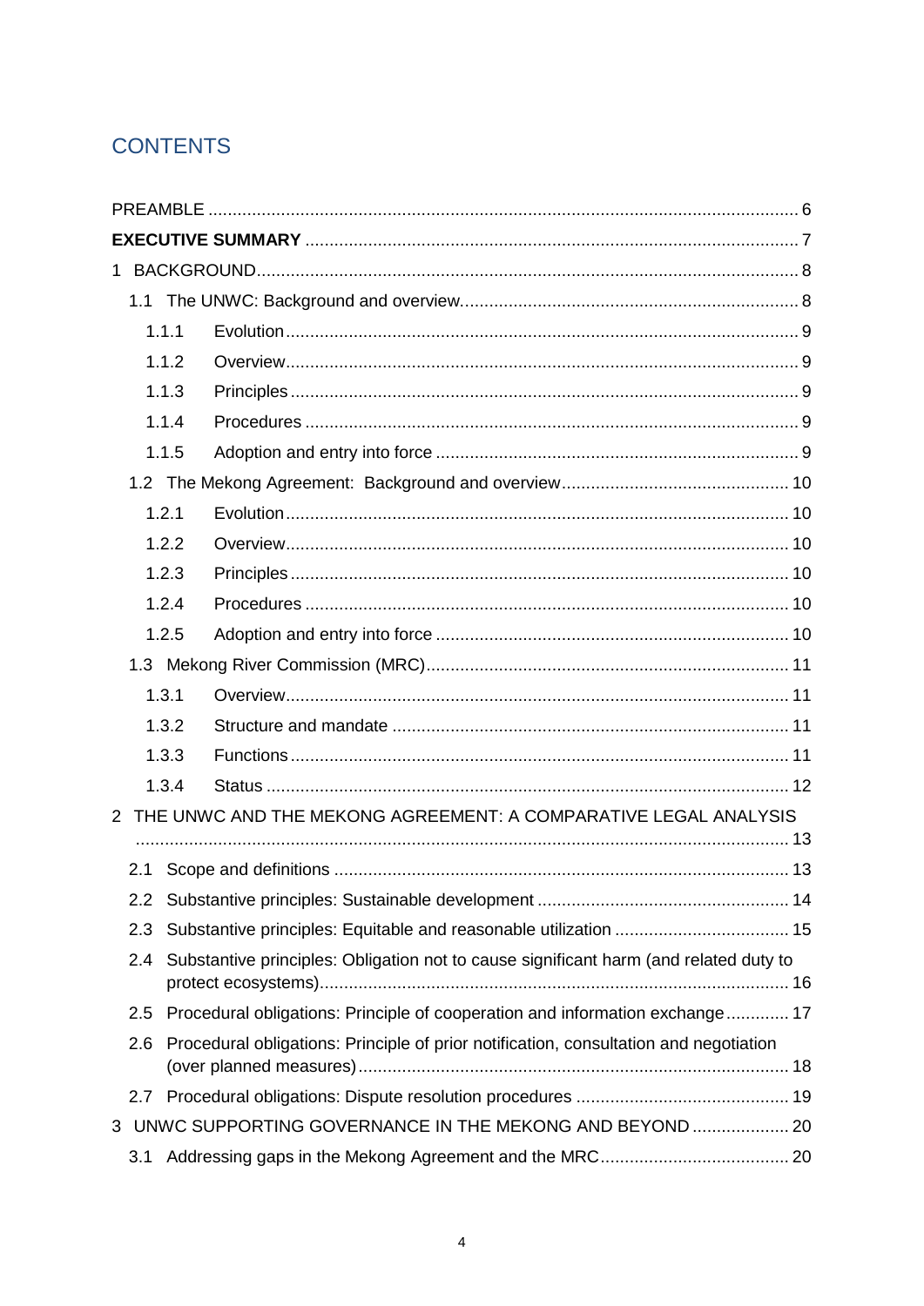## CONTENTS

PREAMBLE ........................................................................................................................ 6

**EXECUTIVE SUMMARY** .................................................................................................... 7

1 BACKGROUND................................................................................................................ 8

- 1.1 The UNWC: Background and overview...................................................................... 8
  - 1.1.1 Evolution ......................................................................................................... 9
  - 1.1.2 Overview......................................................................................................... 9
  - 1.1.3 Principles ........................................................................................................ 9
  - 1.1.4 Procedures ..................................................................................................... 9
  - 1.1.5 Adoption and entry into force .......................................................................... 9
- 1.2 The Mekong Agreement: Background and overview............................................... 10
  - 1.2.1 Evolution ....................................................................................................... 10
  - 1.2.2 Overview....................................................................................................... 10
  - 1.2.3 Principles ...................................................................................................... 10
  - 1.2.4 Procedures ................................................................................................... 10
  - 1.2.5 Adoption and entry into force ........................................................................ 10
- 1.3 Mekong River Commission (MRC)........................................................................... 11
  - 1.3.1 Overview....................................................................................................... 11
  - 1.3.2 Structure and mandate ................................................................................. 11
  - 1.3.3 Functions ...................................................................................................... 11
  - 1.3.4 Status ........................................................................................................... 12

2 THE UNWC AND THE MEKONG AGREEMENT: A COMPARATIVE LEGAL ANALYSIS ..................................................................................................................................... 13

- 2.1 Scope and definitions ............................................................................................. 13
- 2.2 Substantive principles: Sustainable development .................................................... 14
- 2.3 Substantive principles: Equitable and reasonable utilization .................................... 15
- 2.4 Substantive principles: Obligation not to cause significant harm (and related duty to protect ecosystems)................................................................................................ 16
- 2.5 Procedural obligations: Principle of cooperation and information exchange ............. 17
- 2.6 Procedural obligations: Principle of prior notification, consultation and negotiation (over planned measures)........................................................................................ 18
- 2.7 Procedural obligations: Dispute resolution procedures ............................................ 19

3 UNWC SUPPORTING GOVERNANCE IN THE MEKONG AND BEYOND .................... 20

- 3.1 Addressing gaps in the Mekong Agreement and the MRC....................................... 20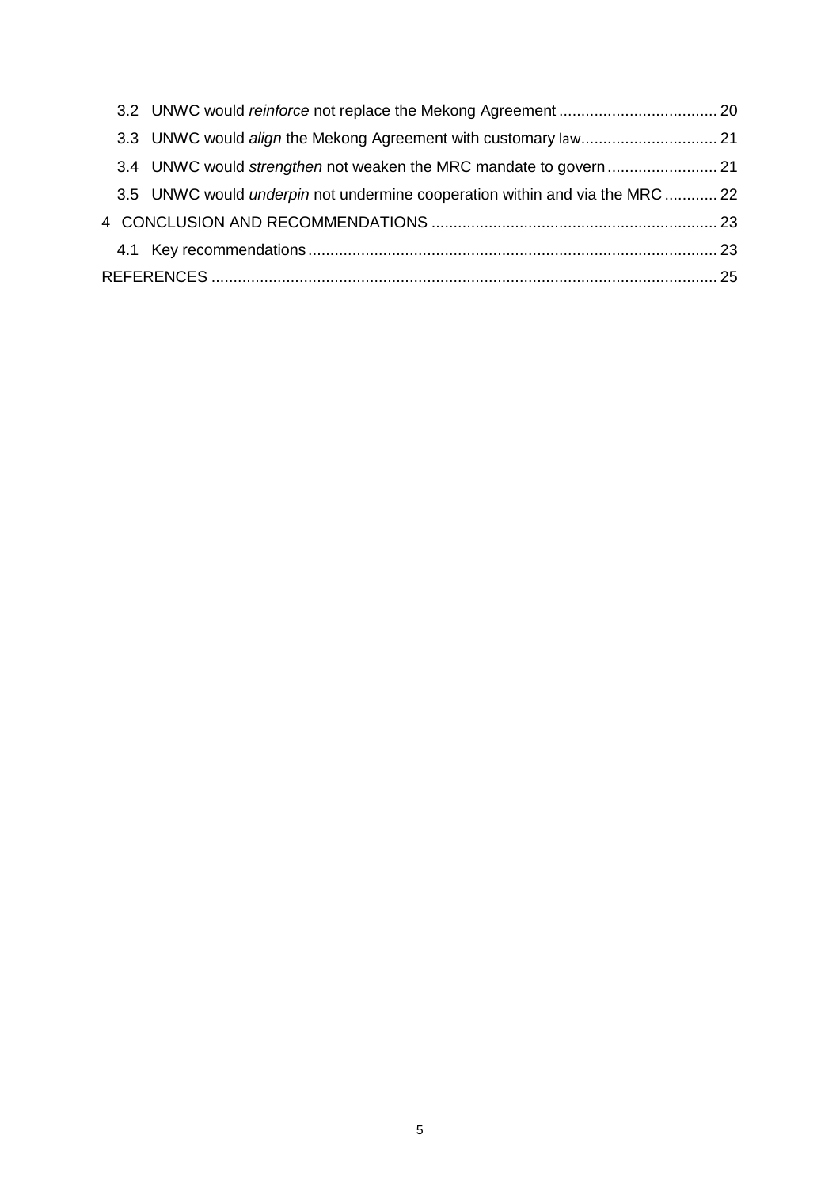3.2 UNWC would *reinforce* not replace the Mekong Agreement .................................... 20

3.3 UNWC would *align* the Mekong Agreement with customary law............................... 21

3.4 UNWC would *strengthen* not weaken the MRC mandate to govern ......................... 21

3.5 UNWC would *underpin* not undermine cooperation within and via the MRC ............ 22

4 CONCLUSION AND RECOMMENDATIONS ................................................................. 23

4.1 Key recommendations ............................................................................................ 23

REFERENCES ................................................................................................................... 25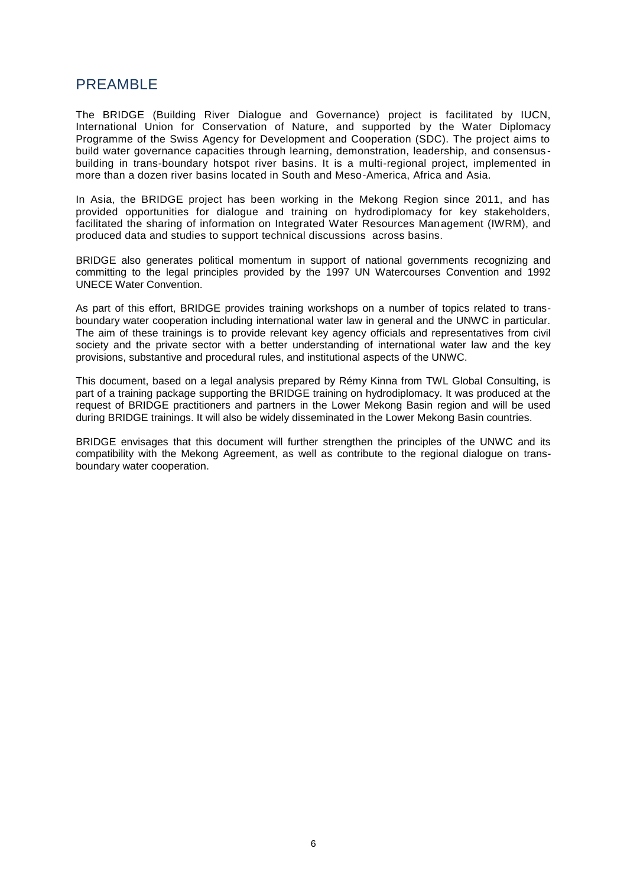## PREAMBLE

The BRIDGE (Building River Dialogue and Governance) project is facilitated by IUCN, International Union for Conservation of Nature, and supported by the Water Diplomacy Programme of the Swiss Agency for Development and Cooperation (SDC). The project aims to build water governance capacities through learning, demonstration, leadership, and consensus-building in trans-boundary hotspot river basins. It is a multi-regional project, implemented in more than a dozen river basins located in South and Meso-America, Africa and Asia.

In Asia, the BRIDGE project has been working in the Mekong Region since 2011, and has provided opportunities for dialogue and training on hydrodiplomacy for key stakeholders, facilitated the sharing of information on Integrated Water Resources Management (IWRM), and produced data and studies to support technical discussions across basins.

BRIDGE also generates political momentum in support of national governments recognizing and committing to the legal principles provided by the 1997 UN Watercourses Convention and 1992 UNECE Water Convention.

As part of this effort, BRIDGE provides training workshops on a number of topics related to trans-boundary water cooperation including international water law in general and the UNWC in particular. The aim of these trainings is to provide relevant key agency officials and representatives from civil society and the private sector with a better understanding of international water law and the key provisions, substantive and procedural rules, and institutional aspects of the UNWC.

This document, based on a legal analysis prepared by Rémy Kinna from TWL Global Consulting, is part of a training package supporting the BRIDGE training on hydrodiplomacy. It was produced at the request of BRIDGE practitioners and partners in the Lower Mekong Basin region and will be used during BRIDGE trainings. It will also be widely disseminated in the Lower Mekong Basin countries.

BRIDGE envisages that this document will further strengthen the principles of the UNWC and its compatibility with the Mekong Agreement, as well as contribute to the regional dialogue on trans-boundary water cooperation.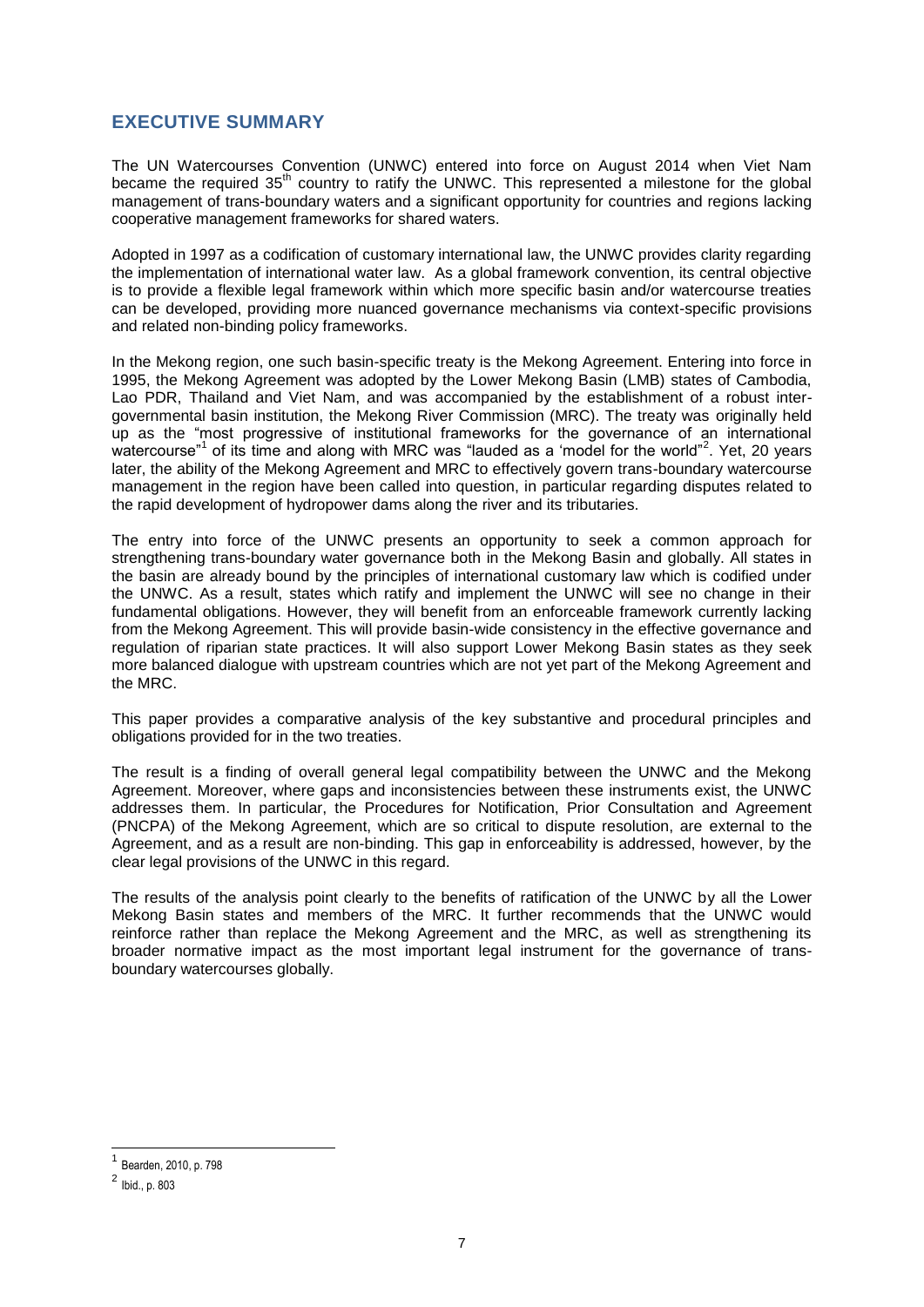## EXECUTIVE SUMMARY

The UN Watercourses Convention (UNWC) entered into force on August 2014 when Viet Nam became the required 35th country to ratify the UNWC. This represented a milestone for the global management of trans-boundary waters and a significant opportunity for countries and regions lacking cooperative management frameworks for shared waters.

Adopted in 1997 as a codification of customary international law, the UNWC provides clarity regarding the implementation of international water law. As a global framework convention, its central objective is to provide a flexible legal framework within which more specific basin and/or watercourse treaties can be developed, providing more nuanced governance mechanisms via context-specific provisions and related non-binding policy frameworks.

In the Mekong region, one such basin-specific treaty is the Mekong Agreement. Entering into force in 1995, the Mekong Agreement was adopted by the Lower Mekong Basin (LMB) states of Cambodia, Lao PDR, Thailand and Viet Nam, and was accompanied by the establishment of a robust inter-governmental basin institution, the Mekong River Commission (MRC). The treaty was originally held up as the "most progressive of institutional frameworks for the governance of an international watercourse"[1] of its time and along with MRC was "lauded as a 'model for the world"[2]. Yet, 20 years later, the ability of the Mekong Agreement and MRC to effectively govern trans-boundary watercourse management in the region have been called into question, in particular regarding disputes related to the rapid development of hydropower dams along the river and its tributaries.

The entry into force of the UNWC presents an opportunity to seek a common approach for strengthening trans-boundary water governance both in the Mekong Basin and globally. All states in the basin are already bound by the principles of international customary law which is codified under the UNWC. As a result, states which ratify and implement the UNWC will see no change in their fundamental obligations. However, they will benefit from an enforceable framework currently lacking from the Mekong Agreement. This will provide basin-wide consistency in the effective governance and regulation of riparian state practices. It will also support Lower Mekong Basin states as they seek more balanced dialogue with upstream countries which are not yet part of the Mekong Agreement and the MRC.

This paper provides a comparative analysis of the key substantive and procedural principles and obligations provided for in the two treaties.

The result is a finding of overall general legal compatibility between the UNWC and the Mekong Agreement. Moreover, where gaps and inconsistencies between these instruments exist, the UNWC addresses them. In particular, the Procedures for Notification, Prior Consultation and Agreement (PNCPA) of the Mekong Agreement, which are so critical to dispute resolution, are external to the Agreement, and as a result are non-binding. This gap in enforceability is addressed, however, by the clear legal provisions of the UNWC in this regard.

The results of the analysis point clearly to the benefits of ratification of the UNWC by all the Lower Mekong Basin states and members of the MRC. It further recommends that the UNWC would reinforce rather than replace the Mekong Agreement and the MRC, as well as strengthening its broader normative impact as the most important legal instrument for the governance of trans-boundary watercourses globally.

---

[1] Bearden, 2010, p. 798

[2] Ibid., p. 803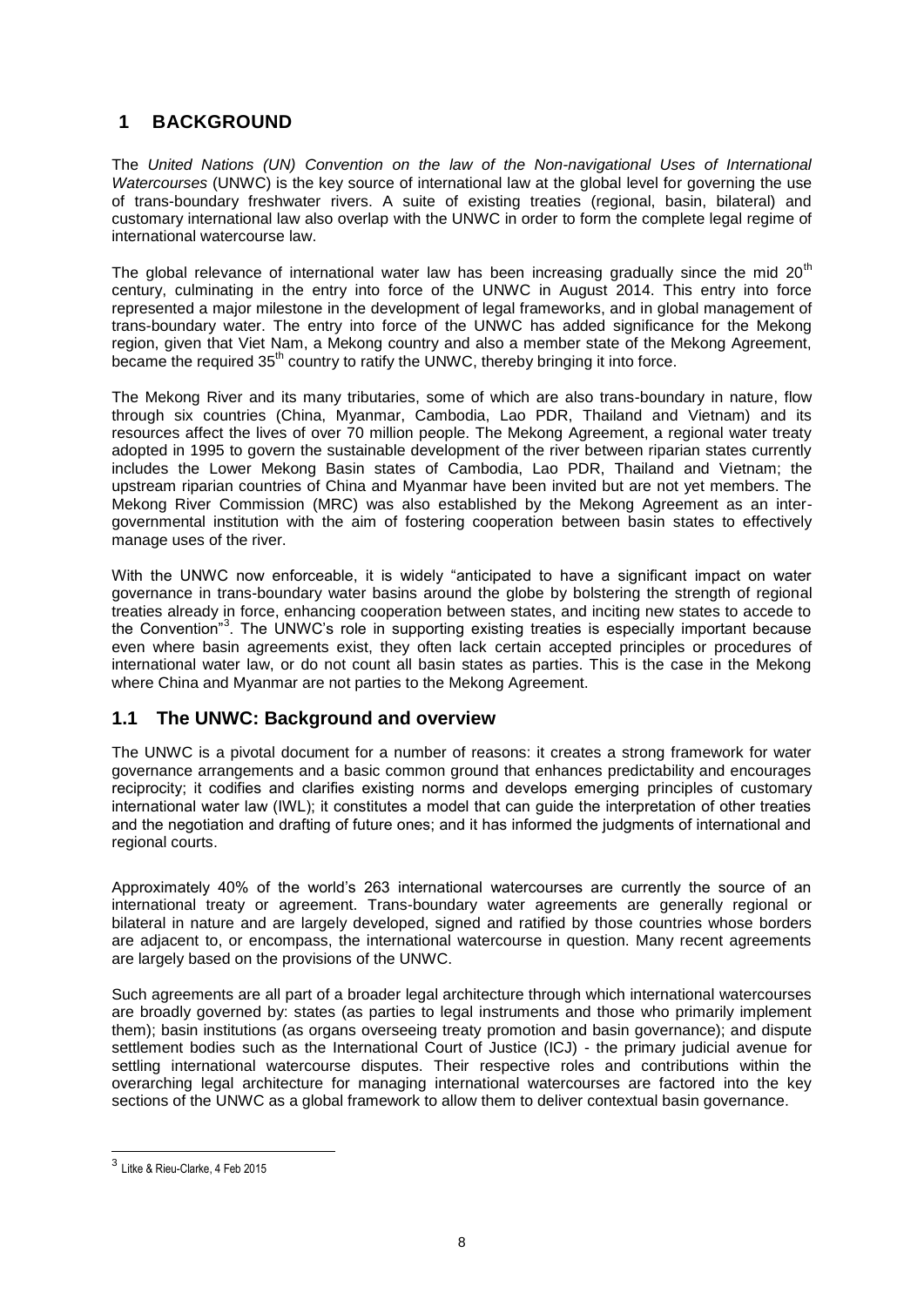# 1 BACKGROUND

The *United Nations (UN) Convention on the law of the Non-navigational Uses of International Watercourses* (UNWC) is the key source of international law at the global level for governing the use of trans-boundary freshwater rivers. A suite of existing treaties (regional, basin, bilateral) and customary international law also overlap with the UNWC in order to form the complete legal regime of international watercourse law.

The global relevance of international water law has been increasing gradually since the mid 20th century, culminating in the entry into force of the UNWC in August 2014. This entry into force represented a major milestone in the development of legal frameworks, and in global management of trans-boundary water. The entry into force of the UNWC has added significance for the Mekong region, given that Viet Nam, a Mekong country and also a member state of the Mekong Agreement, became the required 35th country to ratify the UNWC, thereby bringing it into force.

The Mekong River and its many tributaries, some of which are also trans-boundary in nature, flow through six countries (China, Myanmar, Cambodia, Lao PDR, Thailand and Vietnam) and its resources affect the lives of over 70 million people. The Mekong Agreement, a regional water treaty adopted in 1995 to govern the sustainable development of the river between riparian states currently includes the Lower Mekong Basin states of Cambodia, Lao PDR, Thailand and Vietnam; the upstream riparian countries of China and Myanmar have been invited but are not yet members. The Mekong River Commission (MRC) was also established by the Mekong Agreement as an inter-governmental institution with the aim of fostering cooperation between basin states to effectively manage uses of the river.

With the UNWC now enforceable, it is widely "anticipated to have a significant impact on water governance in trans-boundary water basins around the globe by bolstering the strength of regional treaties already in force, enhancing cooperation between states, and inciting new states to accede to the Convention"[3]. The UNWC's role in supporting existing treaties is especially important because even where basin agreements exist, they often lack certain accepted principles or procedures of international water law, or do not count all basin states as parties. This is the case in the Mekong where China and Myanmar are not parties to the Mekong Agreement.

## 1.1 The UNWC: Background and overview

The UNWC is a pivotal document for a number of reasons: it creates a strong framework for water governance arrangements and a basic common ground that enhances predictability and encourages reciprocity; it codifies and clarifies existing norms and develops emerging principles of customary international water law (IWL); it constitutes a model that can guide the interpretation of other treaties and the negotiation and drafting of future ones; and it has informed the judgments of international and regional courts.

Approximately 40% of the world's 263 international watercourses are currently the source of an international treaty or agreement. Trans-boundary water agreements are generally regional or bilateral in nature and are largely developed, signed and ratified by those countries whose borders are adjacent to, or encompass, the international watercourse in question. Many recent agreements are largely based on the provisions of the UNWC.

Such agreements are all part of a broader legal architecture through which international watercourses are broadly governed by: states (as parties to legal instruments and those who primarily implement them); basin institutions (as organs overseeing treaty promotion and basin governance); and dispute settlement bodies such as the International Court of Justice (ICJ) - the primary judicial avenue for settling international watercourse disputes. Their respective roles and contributions within the overarching legal architecture for managing international watercourses are factored into the key sections of the UNWC as a global framework to allow them to deliver contextual basin governance.

---

[3] Litke & Rieu-Clarke, 4 Feb 2015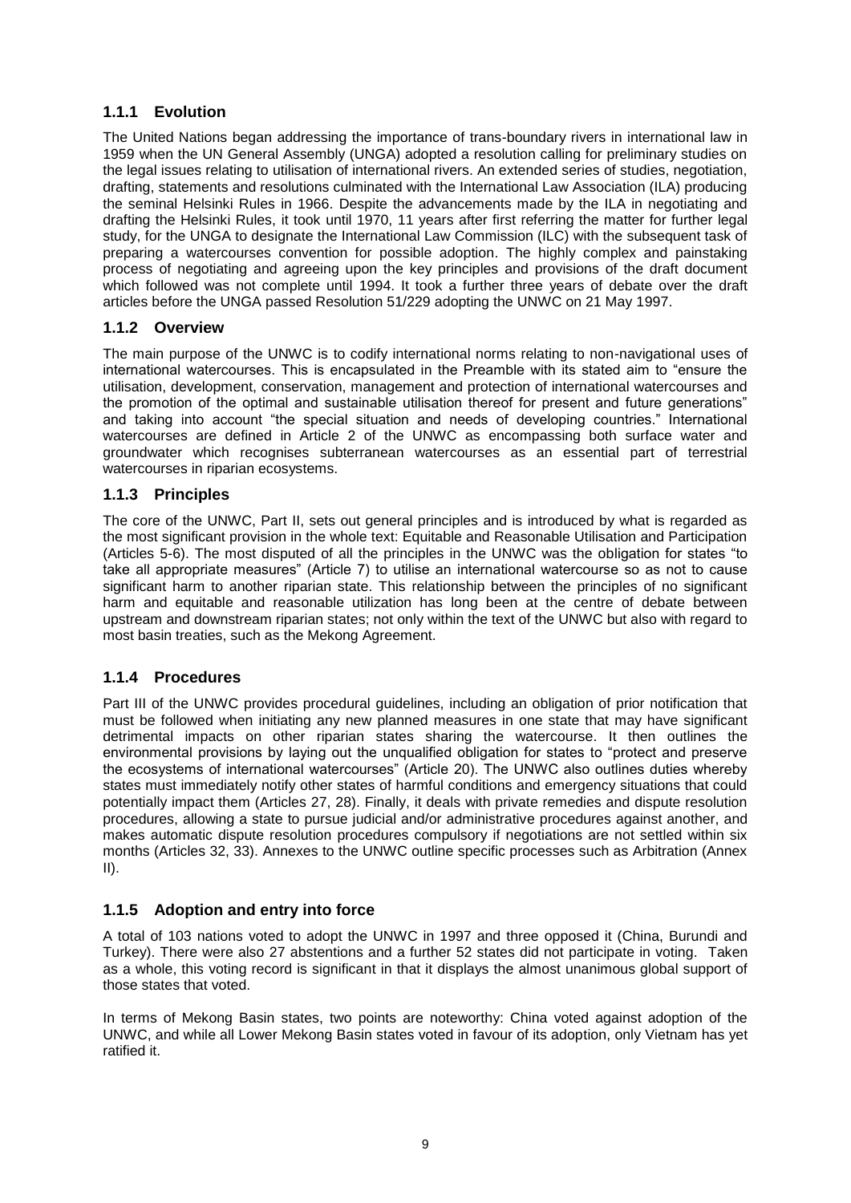### 1.1.1 Evolution

The United Nations began addressing the importance of trans-boundary rivers in international law in 1959 when the UN General Assembly (UNGA) adopted a resolution calling for preliminary studies on the legal issues relating to utilisation of international rivers. An extended series of studies, negotiation, drafting, statements and resolutions culminated with the International Law Association (ILA) producing the seminal Helsinki Rules in 1966. Despite the advancements made by the ILA in negotiating and drafting the Helsinki Rules, it took until 1970, 11 years after first referring the matter for further legal study, for the UNGA to designate the International Law Commission (ILC) with the subsequent task of preparing a watercourses convention for possible adoption. The highly complex and painstaking process of negotiating and agreeing upon the key principles and provisions of the draft document which followed was not complete until 1994. It took a further three years of debate over the draft articles before the UNGA passed Resolution 51/229 adopting the UNWC on 21 May 1997.

### 1.1.2 Overview

The main purpose of the UNWC is to codify international norms relating to non-navigational uses of international watercourses. This is encapsulated in the Preamble with its stated aim to "ensure the utilisation, development, conservation, management and protection of international watercourses and the promotion of the optimal and sustainable utilisation thereof for present and future generations" and taking into account "the special situation and needs of developing countries." International watercourses are defined in Article 2 of the UNWC as encompassing both surface water and groundwater which recognises subterranean watercourses as an essential part of terrestrial watercourses in riparian ecosystems.

### 1.1.3 Principles

The core of the UNWC, Part II, sets out general principles and is introduced by what is regarded as the most significant provision in the whole text: Equitable and Reasonable Utilisation and Participation (Articles 5-6). The most disputed of all the principles in the UNWC was the obligation for states "to take all appropriate measures" (Article 7) to utilise an international watercourse so as not to cause significant harm to another riparian state. This relationship between the principles of no significant harm and equitable and reasonable utilization has long been at the centre of debate between upstream and downstream riparian states; not only within the text of the UNWC but also with regard to most basin treaties, such as the Mekong Agreement.

### 1.1.4 Procedures

Part III of the UNWC provides procedural guidelines, including an obligation of prior notification that must be followed when initiating any new planned measures in one state that may have significant detrimental impacts on other riparian states sharing the watercourse. It then outlines the environmental provisions by laying out the unqualified obligation for states to "protect and preserve the ecosystems of international watercourses" (Article 20). The UNWC also outlines duties whereby states must immediately notify other states of harmful conditions and emergency situations that could potentially impact them (Articles 27, 28). Finally, it deals with private remedies and dispute resolution procedures, allowing a state to pursue judicial and/or administrative procedures against another, and makes automatic dispute resolution procedures compulsory if negotiations are not settled within six months (Articles 32, 33). Annexes to the UNWC outline specific processes such as Arbitration (Annex II).

### 1.1.5 Adoption and entry into force

A total of 103 nations voted to adopt the UNWC in 1997 and three opposed it (China, Burundi and Turkey). There were also 27 abstentions and a further 52 states did not participate in voting. Taken as a whole, this voting record is significant in that it displays the almost unanimous global support of those states that voted.

In terms of Mekong Basin states, two points are noteworthy: China voted against adoption of the UNWC, and while all Lower Mekong Basin states voted in favour of its adoption, only Vietnam has yet ratified it.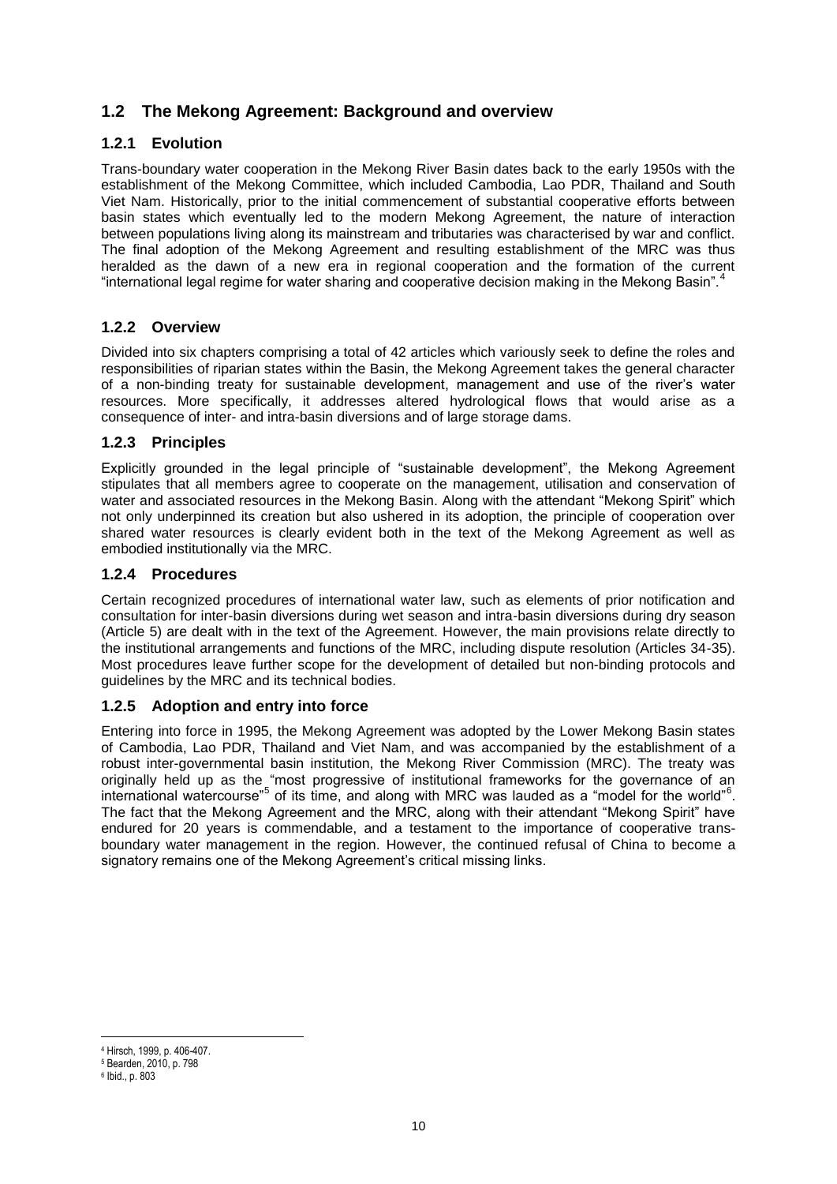## 1.2 The Mekong Agreement: Background and overview

### 1.2.1 Evolution

Trans-boundary water cooperation in the Mekong River Basin dates back to the early 1950s with the establishment of the Mekong Committee, which included Cambodia, Lao PDR, Thailand and South Viet Nam. Historically, prior to the initial commencement of substantial cooperative efforts between basin states which eventually led to the modern Mekong Agreement, the nature of interaction between populations living along its mainstream and tributaries was characterised by war and conflict. The final adoption of the Mekong Agreement and resulting establishment of the MRC was thus heralded as the dawn of a new era in regional cooperation and the formation of the current "international legal regime for water sharing and cooperative decision making in the Mekong Basin".[4]

### 1.2.2 Overview

Divided into six chapters comprising a total of 42 articles which variously seek to define the roles and responsibilities of riparian states within the Basin, the Mekong Agreement takes the general character of a non-binding treaty for sustainable development, management and use of the river's water resources. More specifically, it addresses altered hydrological flows that would arise as a consequence of inter- and intra-basin diversions and of large storage dams.

### 1.2.3 Principles

Explicitly grounded in the legal principle of "sustainable development", the Mekong Agreement stipulates that all members agree to cooperate on the management, utilisation and conservation of water and associated resources in the Mekong Basin. Along with the attendant "Mekong Spirit" which not only underpinned its creation but also ushered in its adoption, the principle of cooperation over shared water resources is clearly evident both in the text of the Mekong Agreement as well as embodied institutionally via the MRC.

### 1.2.4 Procedures

Certain recognized procedures of international water law, such as elements of prior notification and consultation for inter-basin diversions during wet season and intra-basin diversions during dry season (Article 5) are dealt with in the text of the Agreement. However, the main provisions relate directly to the institutional arrangements and functions of the MRC, including dispute resolution (Articles 34-35). Most procedures leave further scope for the development of detailed but non-binding protocols and guidelines by the MRC and its technical bodies.

### 1.2.5 Adoption and entry into force

Entering into force in 1995, the Mekong Agreement was adopted by the Lower Mekong Basin states of Cambodia, Lao PDR, Thailand and Viet Nam, and was accompanied by the establishment of a robust inter-governmental basin institution, the Mekong River Commission (MRC). The treaty was originally held up as the "most progressive of institutional frameworks for the governance of an international watercourse"[5] of its time, and along with MRC was lauded as a "model for the world"[6]. The fact that the Mekong Agreement and the MRC, along with their attendant "Mekong Spirit" have endured for 20 years is commendable, and a testament to the importance of cooperative trans-boundary water management in the region. However, the continued refusal of China to become a signatory remains one of the Mekong Agreement's critical missing links.

---

[4] Hirsch, 1999, p. 406-407.

[5] Bearden, 2010, p. 798

[6] Ibid., p. 803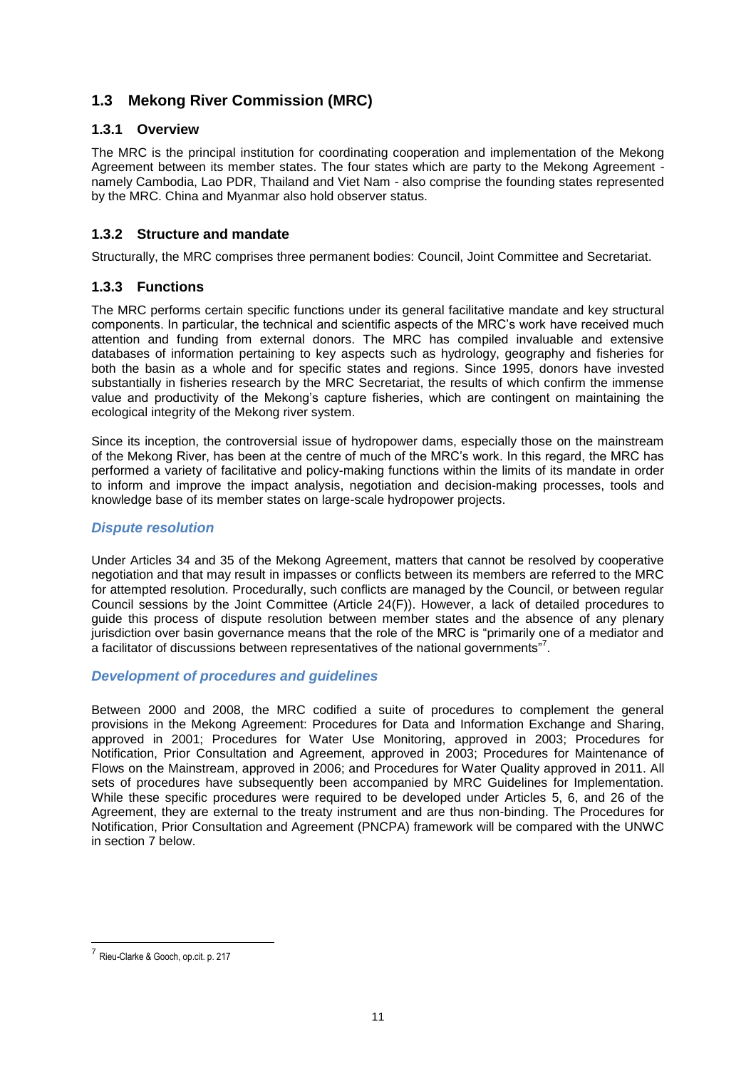## 1.3 Mekong River Commission (MRC)

### 1.3.1 Overview

The MRC is the principal institution for coordinating cooperation and implementation of the Mekong Agreement between its member states. The four states which are party to the Mekong Agreement - namely Cambodia, Lao PDR, Thailand and Viet Nam - also comprise the founding states represented by the MRC. China and Myanmar also hold observer status.

### 1.3.2 Structure and mandate

Structurally, the MRC comprises three permanent bodies: Council, Joint Committee and Secretariat.

### 1.3.3 Functions

The MRC performs certain specific functions under its general facilitative mandate and key structural components. In particular, the technical and scientific aspects of the MRC's work have received much attention and funding from external donors. The MRC has compiled invaluable and extensive databases of information pertaining to key aspects such as hydrology, geography and fisheries for both the basin as a whole and for specific states and regions. Since 1995, donors have invested substantially in fisheries research by the MRC Secretariat, the results of which confirm the immense value and productivity of the Mekong's capture fisheries, which are contingent on maintaining the ecological integrity of the Mekong river system.

Since its inception, the controversial issue of hydropower dams, especially those on the mainstream of the Mekong River, has been at the centre of much of the MRC's work. In this regard, the MRC has performed a variety of facilitative and policy-making functions within the limits of its mandate in order to inform and improve the impact analysis, negotiation and decision-making processes, tools and knowledge base of its member states on large-scale hydropower projects.

#### *Dispute resolution*

Under Articles 34 and 35 of the Mekong Agreement, matters that cannot be resolved by cooperative negotiation and that may result in impasses or conflicts between its members are referred to the MRC for attempted resolution. Procedurally, such conflicts are managed by the Council, or between regular Council sessions by the Joint Committee (Article 24(F)). However, a lack of detailed procedures to guide this process of dispute resolution between member states and the absence of any plenary jurisdiction over basin governance means that the role of the MRC is "primarily one of a mediator and a facilitator of discussions between representatives of the national governments"[7].

#### *Development of procedures and guidelines*

Between 2000 and 2008, the MRC codified a suite of procedures to complement the general provisions in the Mekong Agreement: Procedures for Data and Information Exchange and Sharing, approved in 2001; Procedures for Water Use Monitoring, approved in 2003; Procedures for Notification, Prior Consultation and Agreement, approved in 2003; Procedures for Maintenance of Flows on the Mainstream, approved in 2006; and Procedures for Water Quality approved in 2011. All sets of procedures have subsequently been accompanied by MRC Guidelines for Implementation. While these specific procedures were required to be developed under Articles 5, 6, and 26 of the Agreement, they are external to the treaty instrument and are thus non-binding. The Procedures for Notification, Prior Consultation and Agreement (PNCPA) framework will be compared with the UNWC in section 7 below.

---

[7] Rieu-Clarke & Gooch, op.cit. p. 217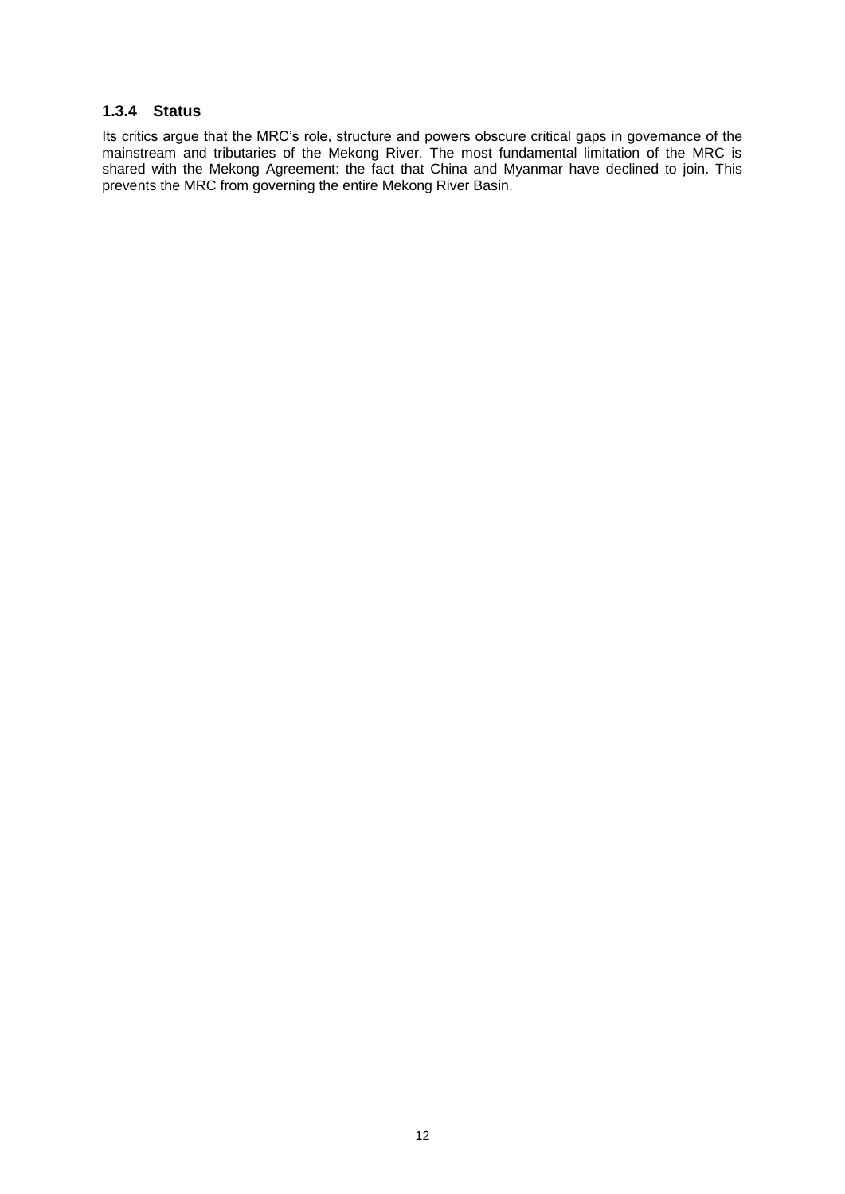### 1.3.4 Status

Its critics argue that the MRC's role, structure and powers obscure critical gaps in governance of the mainstream and tributaries of the Mekong River. The most fundamental limitation of the MRC is shared with the Mekong Agreement: the fact that China and Myanmar have declined to join. This prevents the MRC from governing the entire Mekong River Basin.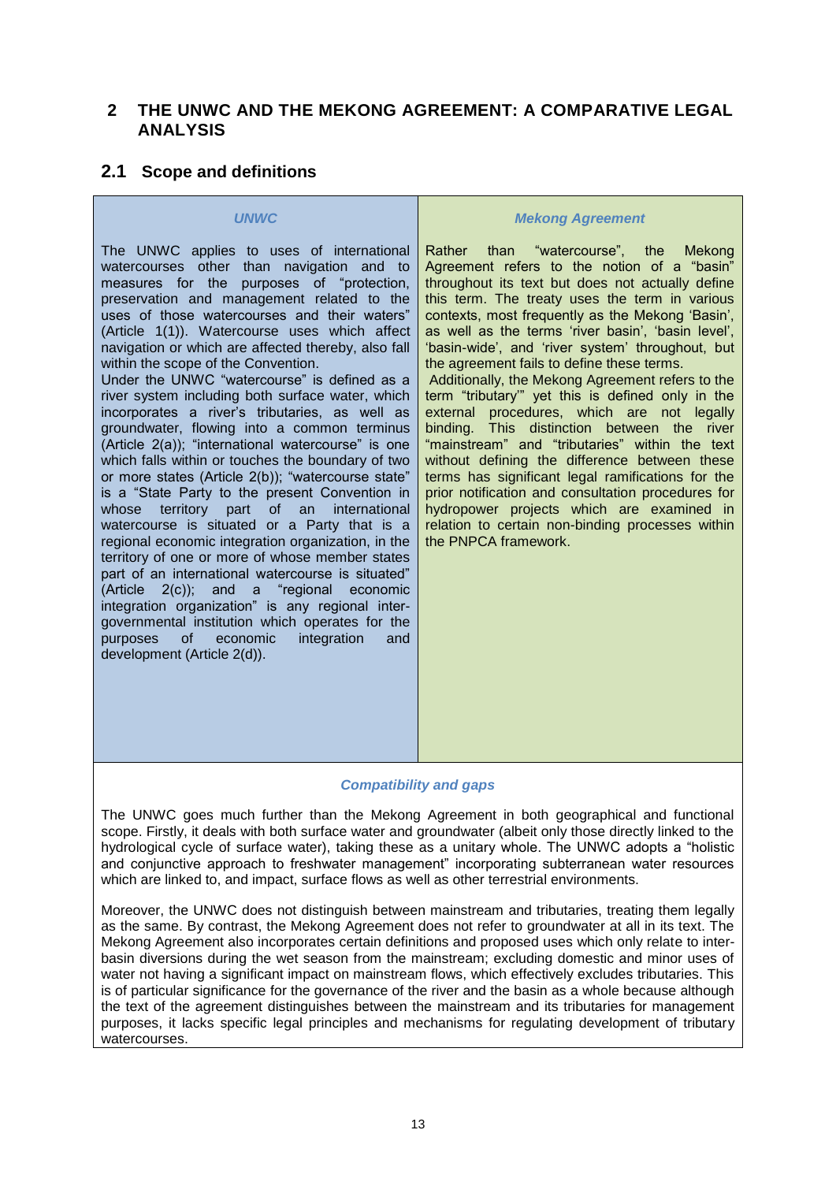## 2 THE UNWC AND THE MEKONG AGREEMENT: A COMPARATIVE LEGAL ANALYSIS

### 2.1 Scope and definitions

#### *UNWC*

The UNWC applies to uses of international watercourses other than navigation and to measures for the purposes of "protection, preservation and management related to the uses of those watercourses and their waters" (Article 1(1)). Watercourse uses which affect navigation or which are affected thereby, also fall within the scope of the Convention.

Under the UNWC "watercourse" is defined as a river system including both surface water, which incorporates a river's tributaries, as well as groundwater, flowing into a common terminus (Article 2(a)); "international watercourse" is one which falls within or touches the boundary of two or more states (Article 2(b)); "watercourse state" is a "State Party to the present Convention in whose territory part of an international watercourse is situated or a Party that is a regional economic integration organization, in the territory of one or more of whose member states part of an international watercourse is situated" (Article 2(c)); and a "regional economic integration organization" is any regional inter-governmental institution which operates for the purposes of economic integration and development (Article 2(d)).

#### *Mekong Agreement*

Rather than "watercourse", the Mekong Agreement refers to the notion of a "basin" throughout its text but does not actually define this term. The treaty uses the term in various contexts, most frequently as the Mekong 'Basin', as well as the terms 'river basin', 'basin level', 'basin-wide', and 'river system' throughout, but the agreement fails to define these terms.

Additionally, the Mekong Agreement refers to the term "tributary"' yet this is defined only in the external procedures, which are not legally binding. This distinction between the river "mainstream" and "tributaries" within the text without defining the difference between these terms has significant legal ramifications for the prior notification and consultation procedures for hydropower projects which are examined in relation to certain non-binding processes within the PNPCA framework.

#### *Compatibility and gaps*

The UNWC goes much further than the Mekong Agreement in both geographical and functional scope. Firstly, it deals with both surface water and groundwater (albeit only those directly linked to the hydrological cycle of surface water), taking these as a unitary whole. The UNWC adopts a "holistic and conjunctive approach to freshwater management" incorporating subterranean water resources which are linked to, and impact, surface flows as well as other terrestrial environments.

Moreover, the UNWC does not distinguish between mainstream and tributaries, treating them legally as the same. By contrast, the Mekong Agreement does not refer to groundwater at all in its text. The Mekong Agreement also incorporates certain definitions and proposed uses which only relate to inter-basin diversions during the wet season from the mainstream; excluding domestic and minor uses of water not having a significant impact on mainstream flows, which effectively excludes tributaries. This is of particular significance for the governance of the river and the basin as a whole because although the text of the agreement distinguishes between the mainstream and its tributaries for management purposes, it lacks specific legal principles and mechanisms for regulating development of tributary watercourses.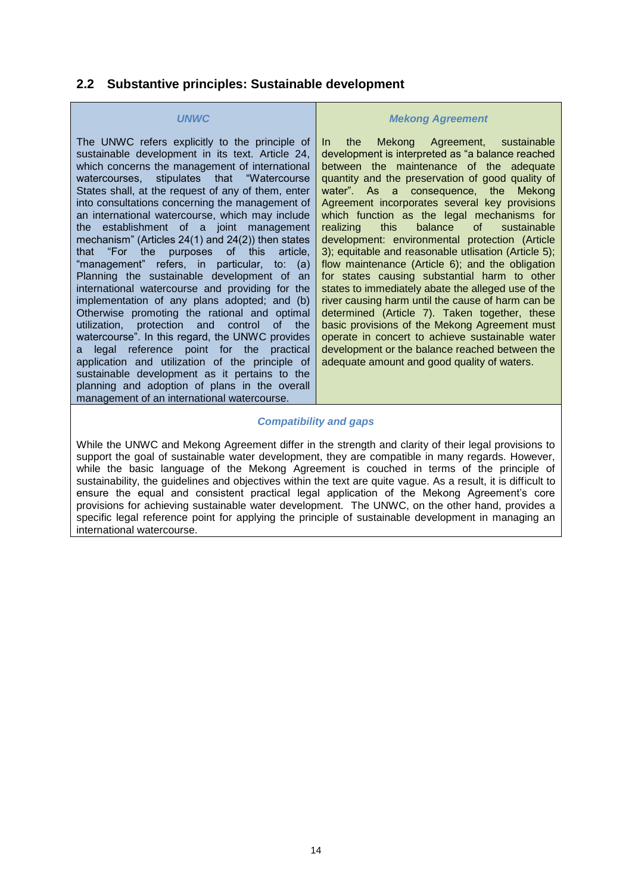## 2.2 Substantive principles: Sustainable development

| *UNWC* | *Mekong Agreement* |
|---|---|
| The UNWC refers explicitly to the principle of sustainable development in its text. Article 24, which concerns the management of international watercourses, stipulates that "Watercourse States shall, at the request of any of them, enter into consultations concerning the management of an international watercourse, which may include the establishment of a joint management mechanism" (Articles 24(1) and 24(2)) then states that "For the purposes of this article, "management" refers, in particular, to: (a) Planning the sustainable development of an international watercourse and providing for the implementation of any plans adopted; and (b) Otherwise promoting the rational and optimal utilization, protection and control of the watercourse". In this regard, the UNWC provides a legal reference point for the practical application and utilization of the principle of sustainable development as it pertains to the planning and adoption of plans in the overall management of an international watercourse. | In the Mekong Agreement, sustainable development is interpreted as "a balance reached between the maintenance of the adequate quantity and the preservation of good quality of water". As a consequence, the Mekong Agreement incorporates several key provisions which function as the legal mechanisms for realizing this balance of sustainable development: environmental protection (Article 3); equitable and reasonable utlisation (Article 5); flow maintenance (Article 6); and the obligation for states causing substantial harm to other states to immediately abate the alleged use of the river causing harm until the cause of harm can be determined (Article 7). Taken together, these basic provisions of the Mekong Agreement must operate in concert to achieve sustainable water development or the balance reached between the adequate amount and good quality of waters. |

### *Compatibility and gaps*

While the UNWC and Mekong Agreement differ in the strength and clarity of their legal provisions to support the goal of sustainable water development, they are compatible in many regards. However, while the basic language of the Mekong Agreement is couched in terms of the principle of sustainability, the guidelines and objectives within the text are quite vague. As a result, it is difficult to ensure the equal and consistent practical legal application of the Mekong Agreement's core provisions for achieving sustainable water development. The UNWC, on the other hand, provides a specific legal reference point for applying the principle of sustainable development in managing an international watercourse.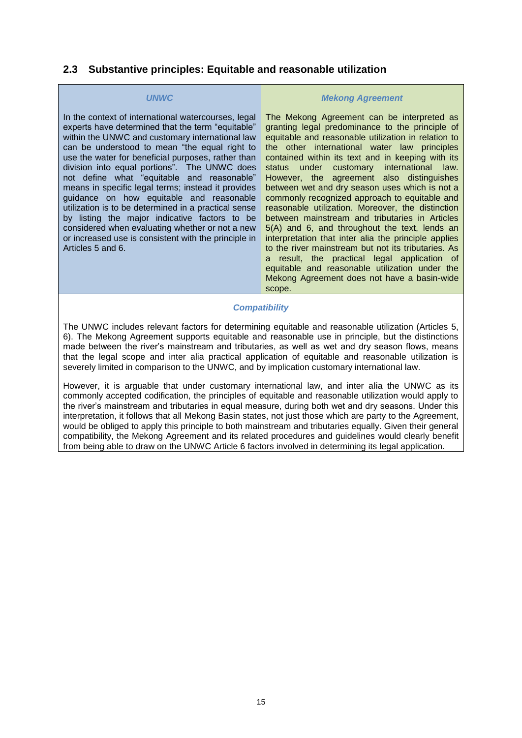## 2.3 Substantive principles: Equitable and reasonable utilization

| *UNWC* | *Mekong Agreement* |
| --- | --- |
| In the context of international watercourses, legal experts have determined that the term "equitable" within the UNWC and customary international law can be understood to mean "the equal right to use the water for beneficial purposes, rather than division into equal portions". The UNWC does not define what "equitable and reasonable" means in specific legal terms; instead it provides guidance on how equitable and reasonable utilization is to be determined in a practical sense by listing the major indicative factors to be considered when evaluating whether or not a new or increased use is consistent with the principle in Articles 5 and 6. | The Mekong Agreement can be interpreted as granting legal predominance to the principle of equitable and reasonable utilization in relation to the other international water law principles contained within its text and in keeping with its status under customary international law. However, the agreement also distinguishes between wet and dry season uses which is not a commonly recognized approach to equitable and reasonable utilization. Moreover, the distinction between mainstream and tributaries in Articles 5(A) and 6, and throughout the text, lends an interpretation that inter alia the principle applies to the river mainstream but not its tributaries. As a result, the practical legal application of equitable and reasonable utilization under the Mekong Agreement does not have a basin-wide scope. |

*Compatibility*

The UNWC includes relevant factors for determining equitable and reasonable utilization (Articles 5, 6). The Mekong Agreement supports equitable and reasonable use in principle, but the distinctions made between the river's mainstream and tributaries, as well as wet and dry season flows, means that the legal scope and inter alia practical application of equitable and reasonable utilization is severely limited in comparison to the UNWC, and by implication customary international law.

However, it is arguable that under customary international law, and inter alia the UNWC as its commonly accepted codification, the principles of equitable and reasonable utilization would apply to the river's mainstream and tributaries in equal measure, during both wet and dry seasons. Under this interpretation, it follows that all Mekong Basin states, not just those which are party to the Agreement, would be obliged to apply this principle to both mainstream and tributaries equally. Given their general compatibility, the Mekong Agreement and its related procedures and guidelines would clearly benefit from being able to draw on the UNWC Article 6 factors involved in determining its legal application.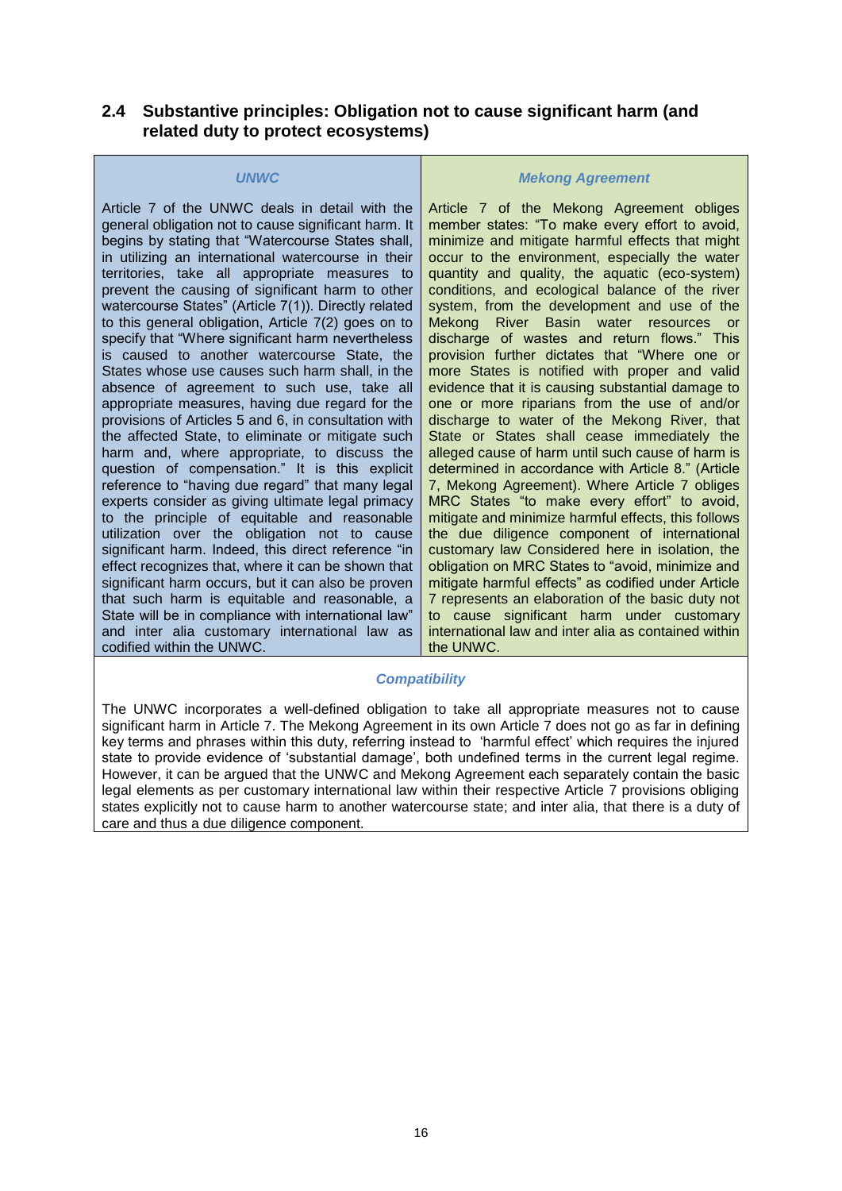## 2.4 Substantive principles: Obligation not to cause significant harm (and related duty to protect ecosystems)

| *UNWC* | *Mekong Agreement* |
|---|---|
| Article 7 of the UNWC deals in detail with the general obligation not to cause significant harm. It begins by stating that "Watercourse States shall, in utilizing an international watercourse in their territories, take all appropriate measures to prevent the causing of significant harm to other watercourse States" (Article 7(1)). Directly related to this general obligation, Article 7(2) goes on to specify that "Where significant harm nevertheless is caused to another watercourse State, the States whose use causes such harm shall, in the absence of agreement to such use, take all appropriate measures, having due regard for the provisions of Articles 5 and 6, in consultation with the affected State, to eliminate or mitigate such harm and, where appropriate, to discuss the question of compensation." It is this explicit reference to "having due regard" that many legal experts consider as giving ultimate legal primacy to the principle of equitable and reasonable utilization over the obligation not to cause significant harm. Indeed, this direct reference "in effect recognizes that, where it can be shown that significant harm occurs, but it can also be proven that such harm is equitable and reasonable, a State will be in compliance with international law" and inter alia customary international law as codified within the UNWC. | Article 7 of the Mekong Agreement obliges member states: "To make every effort to avoid, minimize and mitigate harmful effects that might occur to the environment, especially the water quantity and quality, the aquatic (eco-system) conditions, and ecological balance of the river system, from the development and use of the Mekong River Basin water resources or discharge of wastes and return flows." This provision further dictates that "Where one or more States is notified with proper and valid evidence that it is causing substantial damage to one or more riparians from the use of and/or discharge to water of the Mekong River, that State or States shall cease immediately the alleged cause of harm until such cause of harm is determined in accordance with Article 8." (Article 7, Mekong Agreement). Where Article 7 obliges MRC States "to make every effort" to avoid, mitigate and minimize harmful effects, this follows the due diligence component of international customary law Considered here in isolation, the obligation on MRC States to "avoid, minimize and mitigate harmful effects" as codified under Article 7 represents an elaboration of the basic duty not to cause significant harm under customary international law and inter alia as contained within the UNWC. |
| ***Compatibility*** | |
| The UNWC incorporates a well-defined obligation to take all appropriate measures not to cause significant harm in Article 7. The Mekong Agreement in its own Article 7 does not go as far in defining key terms and phrases within this duty, referring instead to 'harmful effect' which requires the injured state to provide evidence of 'substantial damage', both undefined terms in the current legal regime. However, it can be argued that the UNWC and Mekong Agreement each separately contain the basic legal elements as per customary international law within their respective Article 7 provisions obliging states explicitly not to cause harm to another watercourse state; and inter alia, that there is a duty of care and thus a due diligence component. | |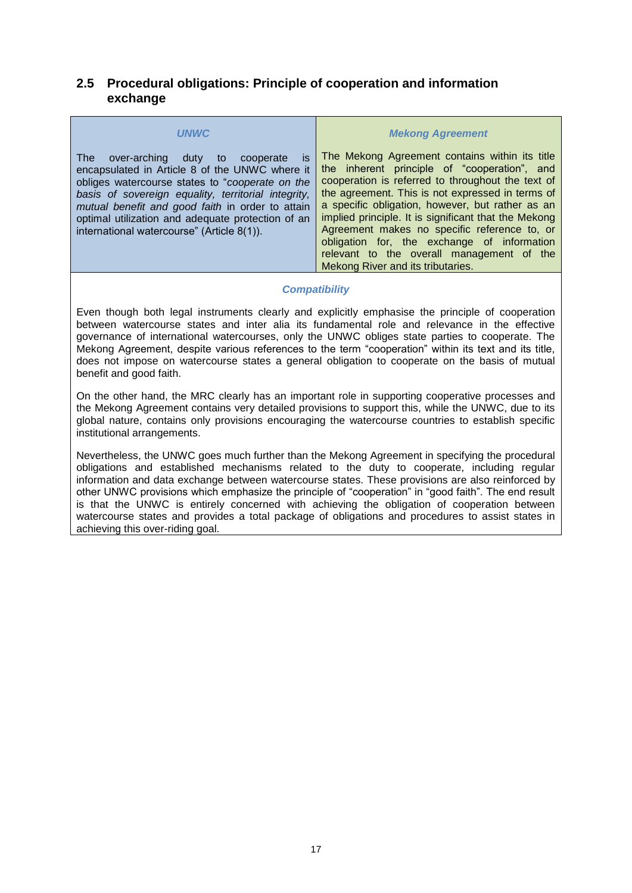## 2.5 Procedural obligations: Principle of cooperation and information exchange

| *UNWC* | *Mekong Agreement* |
|---|---|
| The over-arching duty to cooperate is encapsulated in Article 8 of the UNWC where it obliges watercourse states to "*cooperate on the basis of sovereign equality, territorial integrity, mutual benefit and good faith* in order to attain optimal utilization and adequate protection of an international watercourse" (Article 8(1)). | The Mekong Agreement contains within its title the inherent principle of "cooperation", and cooperation is referred to throughout the text of the agreement. This is not expressed in terms of a specific obligation, however, but rather as an implied principle. It is significant that the Mekong Agreement makes no specific reference to, or obligation for, the exchange of information relevant to the overall management of the Mekong River and its tributaries. |

***Compatibility***

Even though both legal instruments clearly and explicitly emphasise the principle of cooperation between watercourse states and inter alia its fundamental role and relevance in the effective governance of international watercourses, only the UNWC obliges state parties to cooperate. The Mekong Agreement, despite various references to the term "cooperation" within its text and its title, does not impose on watercourse states a general obligation to cooperate on the basis of mutual benefit and good faith.

On the other hand, the MRC clearly has an important role in supporting cooperative processes and the Mekong Agreement contains very detailed provisions to support this, while the UNWC, due to its global nature, contains only provisions encouraging the watercourse countries to establish specific institutional arrangements.

Nevertheless, the UNWC goes much further than the Mekong Agreement in specifying the procedural obligations and established mechanisms related to the duty to cooperate, including regular information and data exchange between watercourse states. These provisions are also reinforced by other UNWC provisions which emphasize the principle of "cooperation" in "good faith". The end result is that the UNWC is entirely concerned with achieving the obligation of cooperation between watercourse states and provides a total package of obligations and procedures to assist states in achieving this over-riding goal.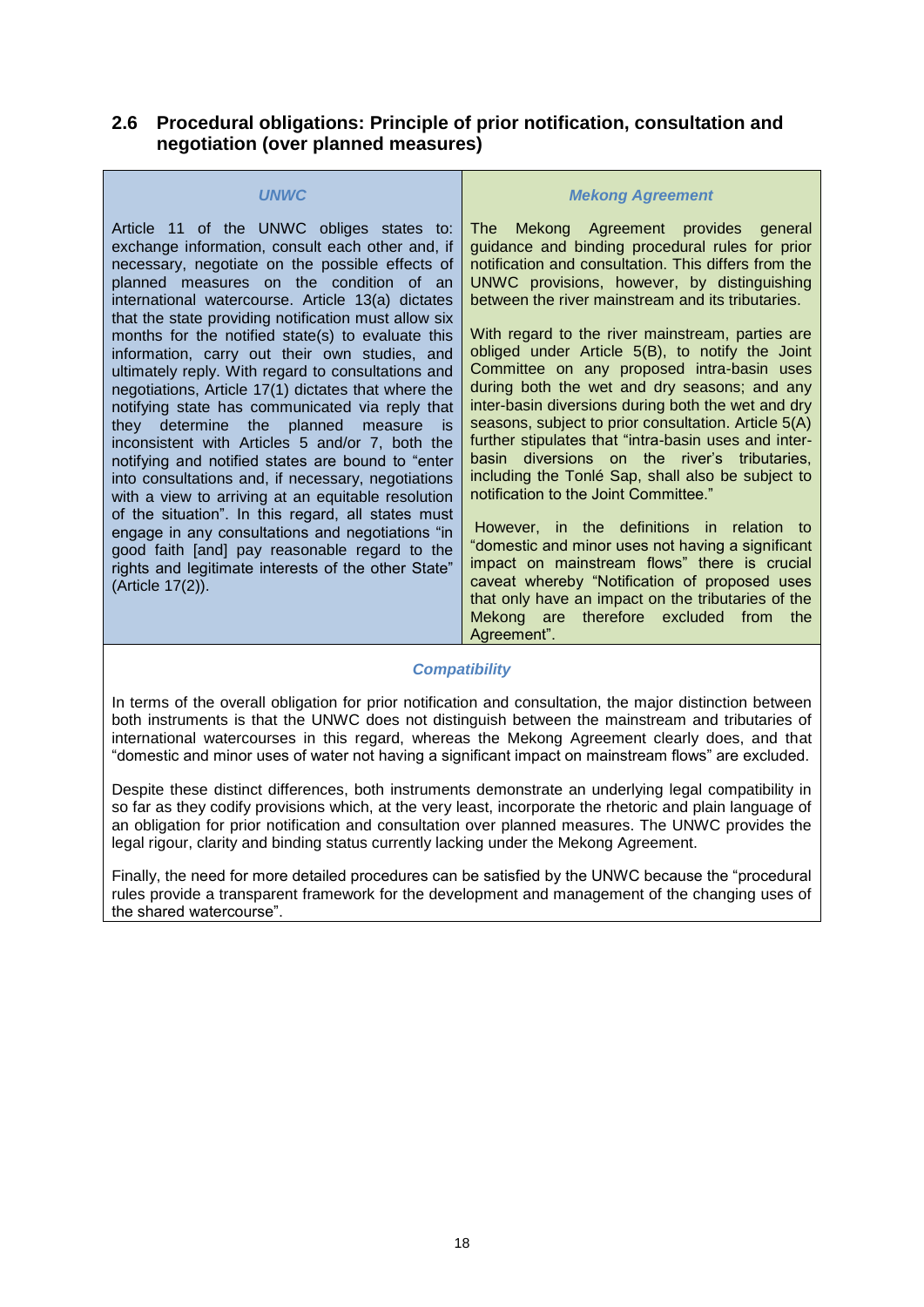## 2.6 Procedural obligations: Principle of prior notification, consultation and negotiation (over planned measures)

| *UNWC* | *Mekong Agreement* |
| --- | --- |
| Article 11 of the UNWC obliges states to: exchange information, consult each other and, if necessary, negotiate on the possible effects of planned measures on the condition of an international watercourse. Article 13(a) dictates that the state providing notification must allow six months for the notified state(s) to evaluate this information, carry out their own studies, and ultimately reply. With regard to consultations and negotiations, Article 17(1) dictates that where the notifying state has communicated via reply that they determine the planned measure is inconsistent with Articles 5 and/or 7, both the notifying and notified states are bound to "enter into consultations and, if necessary, negotiations with a view to arriving at an equitable resolution of the situation". In this regard, all states must engage in any consultations and negotiations "in good faith [and] pay reasonable regard to the rights and legitimate interests of the other State" (Article 17(2)). | The Mekong Agreement provides general guidance and binding procedural rules for prior notification and consultation. This differs from the UNWC provisions, however, by distinguishing between the river mainstream and its tributaries.<br><br>With regard to the river mainstream, parties are obliged under Article 5(B), to notify the Joint Committee on any proposed intra-basin uses during both the wet and dry seasons; and any inter-basin diversions during both the wet and dry seasons, subject to prior consultation. Article 5(A) further stipulates that "intra-basin uses and inter-basin diversions on the river's tributaries, including the Tonlé Sap, shall also be subject to notification to the Joint Committee."<br><br>However, in the definitions in relation to "domestic and minor uses not having a significant impact on mainstream flows" there is crucial caveat whereby "Notification of proposed uses that only have an impact on the tributaries of the Mekong are therefore excluded from the Agreement". |

### *Compatibility*

In terms of the overall obligation for prior notification and consultation, the major distinction between both instruments is that the UNWC does not distinguish between the mainstream and tributaries of international watercourses in this regard, whereas the Mekong Agreement clearly does, and that "domestic and minor uses of water not having a significant impact on mainstream flows" are excluded.

Despite these distinct differences, both instruments demonstrate an underlying legal compatibility in so far as they codify provisions which, at the very least, incorporate the rhetoric and plain language of an obligation for prior notification and consultation over planned measures. The UNWC provides the legal rigour, clarity and binding status currently lacking under the Mekong Agreement.

Finally, the need for more detailed procedures can be satisfied by the UNWC because the "procedural rules provide a transparent framework for the development and management of the changing uses of the shared watercourse".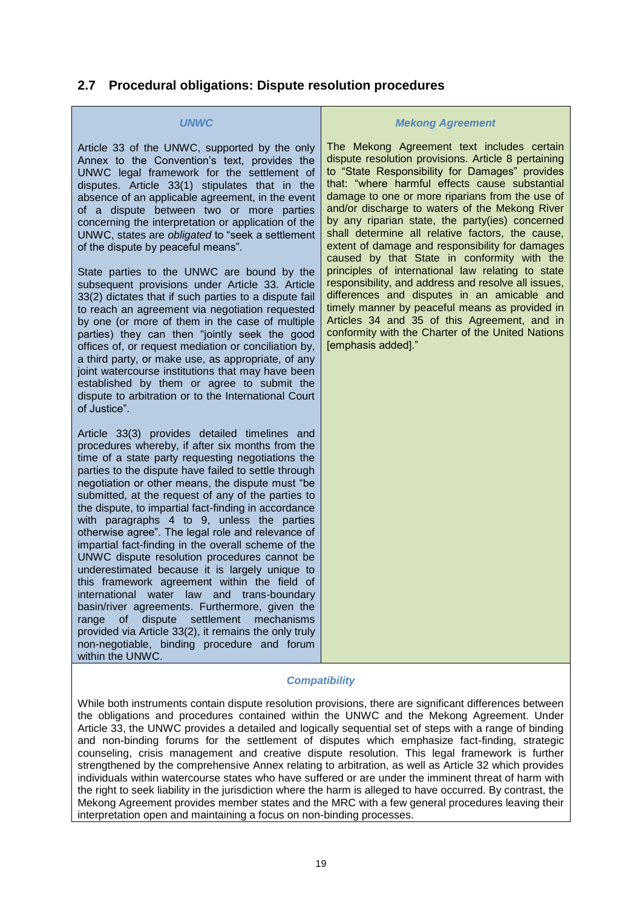## 2.7 Procedural obligations: Dispute resolution procedures

### *UNWC*

Article 33 of the UNWC, supported by the only Annex to the Convention's text, provides the UNWC legal framework for the settlement of disputes. Article 33(1) stipulates that in the absence of an applicable agreement, in the event of a dispute between two or more parties concerning the interpretation or application of the UNWC, states are *obligated* to "seek a settlement of the dispute by peaceful means".

State parties to the UNWC are bound by the subsequent provisions under Article 33. Article 33(2) dictates that if such parties to a dispute fail to reach an agreement via negotiation requested by one (or more of them in the case of multiple parties) they can then "jointly seek the good offices of, or request mediation or conciliation by, a third party, or make use, as appropriate, of any joint watercourse institutions that may have been established by them or agree to submit the dispute to arbitration or to the International Court of Justice".

Article 33(3) provides detailed timelines and procedures whereby, if after six months from the time of a state party requesting negotiations the parties to the dispute have failed to settle through negotiation or other means, the dispute must "be submitted, at the request of any of the parties to the dispute, to impartial fact-finding in accordance with paragraphs 4 to 9, unless the parties otherwise agree". The legal role and relevance of impartial fact-finding in the overall scheme of the UNWC dispute resolution procedures cannot be underestimated because it is largely unique to this framework agreement within the field of international water law and trans-boundary basin/river agreements. Furthermore, given the range of dispute settlement mechanisms provided via Article 33(2), it remains the only truly non-negotiable, binding procedure and forum within the UNWC.

### *Mekong Agreement*

The Mekong Agreement text includes certain dispute resolution provisions. Article 8 pertaining to "State Responsibility for Damages" provides that: "where harmful effects cause substantial damage to one or more riparians from the use of and/or discharge to waters of the Mekong River by any riparian state, the party(ies) concerned shall determine all relative factors, the cause, extent of damage and responsibility for damages caused by that State in conformity with the principles of international law relating to state responsibility, and address and resolve all issues, differences and disputes in an amicable and timely manner by peaceful means as provided in Articles 34 and 35 of this Agreement, and in conformity with the Charter of the United Nations [emphasis added]."

### *Compatibility*

While both instruments contain dispute resolution provisions, there are significant differences between the obligations and procedures contained within the UNWC and the Mekong Agreement. Under Article 33, the UNWC provides a detailed and logically sequential set of steps with a range of binding and non-binding forums for the settlement of disputes which emphasize fact-finding, strategic counseling, crisis management and creative dispute resolution. This legal framework is further strengthened by the comprehensive Annex relating to arbitration, as well as Article 32 which provides individuals within watercourse states who have suffered or are under the imminent threat of harm with the right to seek liability in the jurisdiction where the harm is alleged to have occurred. By contrast, the Mekong Agreement provides member states and the MRC with a few general procedures leaving their interpretation open and maintaining a focus on non-binding processes.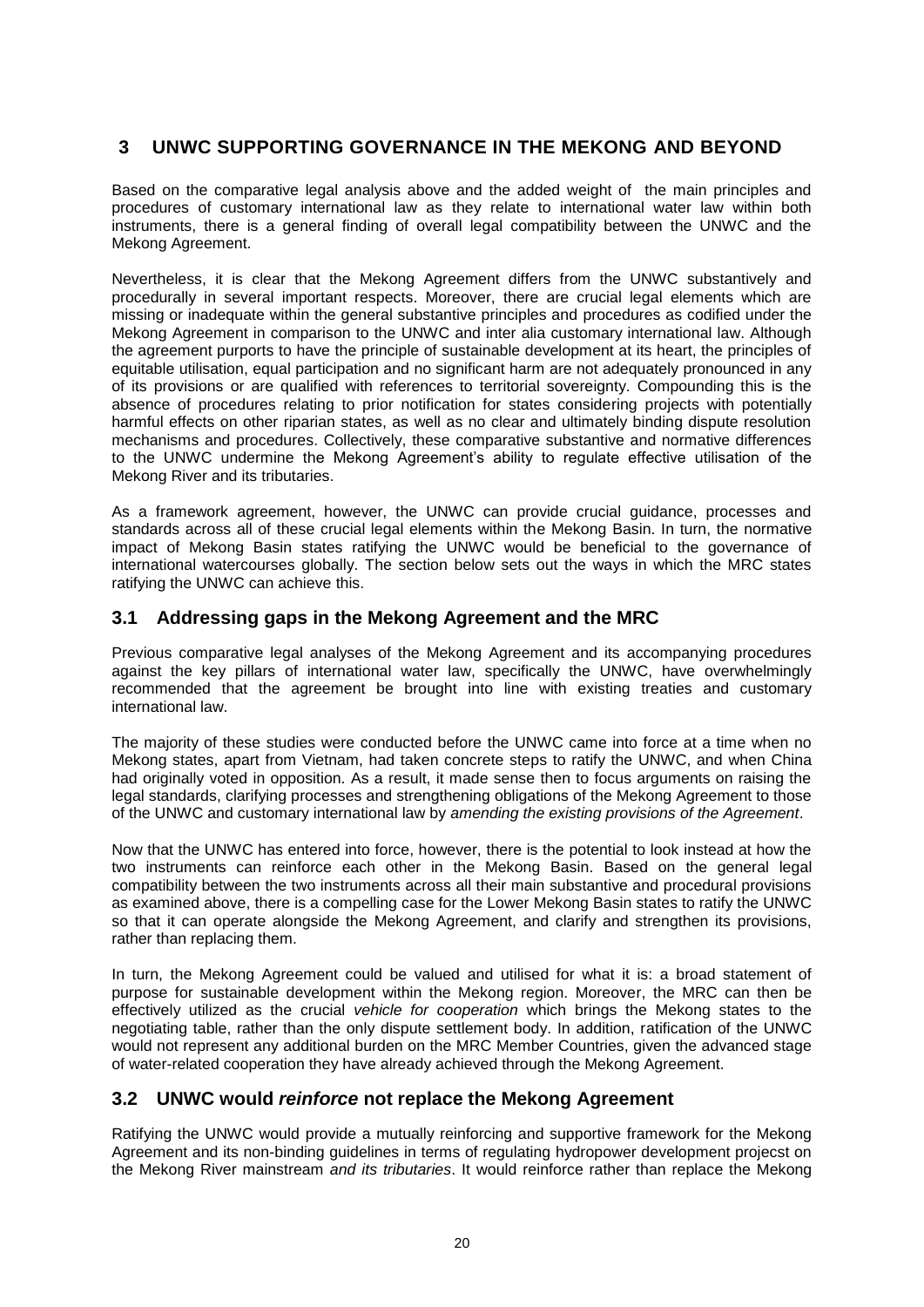# 3 UNWC SUPPORTING GOVERNANCE IN THE MEKONG AND BEYOND

Based on the comparative legal analysis above and the added weight of the main principles and procedures of customary international law as they relate to international water law within both instruments, there is a general finding of overall legal compatibility between the UNWC and the Mekong Agreement.

Nevertheless, it is clear that the Mekong Agreement differs from the UNWC substantively and procedurally in several important respects. Moreover, there are crucial legal elements which are missing or inadequate within the general substantive principles and procedures as codified under the Mekong Agreement in comparison to the UNWC and inter alia customary international law. Although the agreement purports to have the principle of sustainable development at its heart, the principles of equitable utilisation, equal participation and no significant harm are not adequately pronounced in any of its provisions or are qualified with references to territorial sovereignty. Compounding this is the absence of procedures relating to prior notification for states considering projects with potentially harmful effects on other riparian states, as well as no clear and ultimately binding dispute resolution mechanisms and procedures. Collectively, these comparative substantive and normative differences to the UNWC undermine the Mekong Agreement's ability to regulate effective utilisation of the Mekong River and its tributaries.

As a framework agreement, however, the UNWC can provide crucial guidance, processes and standards across all of these crucial legal elements within the Mekong Basin. In turn, the normative impact of Mekong Basin states ratifying the UNWC would be beneficial to the governance of international watercourses globally. The section below sets out the ways in which the MRC states ratifying the UNWC can achieve this.

## 3.1 Addressing gaps in the Mekong Agreement and the MRC

Previous comparative legal analyses of the Mekong Agreement and its accompanying procedures against the key pillars of international water law, specifically the UNWC, have overwhelmingly recommended that the agreement be brought into line with existing treaties and customary international law.

The majority of these studies were conducted before the UNWC came into force at a time when no Mekong states, apart from Vietnam, had taken concrete steps to ratify the UNWC, and when China had originally voted in opposition. As a result, it made sense then to focus arguments on raising the legal standards, clarifying processes and strengthening obligations of the Mekong Agreement to those of the UNWC and customary international law by *amending the existing provisions of the Agreement*.

Now that the UNWC has entered into force, however, there is the potential to look instead at how the two instruments can reinforce each other in the Mekong Basin. Based on the general legal compatibility between the two instruments across all their main substantive and procedural provisions as examined above, there is a compelling case for the Lower Mekong Basin states to ratify the UNWC so that it can operate alongside the Mekong Agreement, and clarify and strengthen its provisions, rather than replacing them.

In turn, the Mekong Agreement could be valued and utilised for what it is: a broad statement of purpose for sustainable development within the Mekong region. Moreover, the MRC can then be effectively utilized as the crucial *vehicle for cooperation* which brings the Mekong states to the negotiating table, rather than the only dispute settlement body. In addition, ratification of the UNWC would not represent any additional burden on the MRC Member Countries, given the advanced stage of water-related cooperation they have already achieved through the Mekong Agreement.

## 3.2 UNWC would *reinforce* not replace the Mekong Agreement

Ratifying the UNWC would provide a mutually reinforcing and supportive framework for the Mekong Agreement and its non-binding guidelines in terms of regulating hydropower development projecst on the Mekong River mainstream *and its tributaries*. It would reinforce rather than replace the Mekong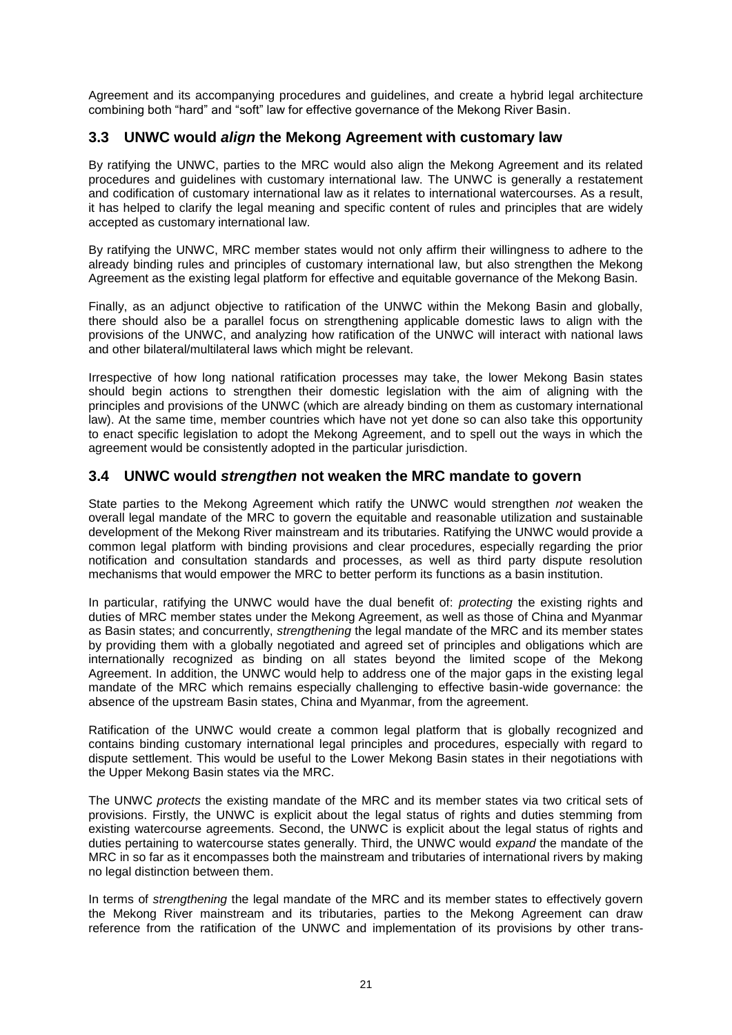Agreement and its accompanying procedures and guidelines, and create a hybrid legal architecture combining both "hard" and "soft" law for effective governance of the Mekong River Basin.

## 3.3 UNWC would *align* the Mekong Agreement with customary law

By ratifying the UNWC, parties to the MRC would also align the Mekong Agreement and its related procedures and guidelines with customary international law. The UNWC is generally a restatement and codification of customary international law as it relates to international watercourses. As a result, it has helped to clarify the legal meaning and specific content of rules and principles that are widely accepted as customary international law.

By ratifying the UNWC, MRC member states would not only affirm their willingness to adhere to the already binding rules and principles of customary international law, but also strengthen the Mekong Agreement as the existing legal platform for effective and equitable governance of the Mekong Basin.

Finally, as an adjunct objective to ratification of the UNWC within the Mekong Basin and globally, there should also be a parallel focus on strengthening applicable domestic laws to align with the provisions of the UNWC, and analyzing how ratification of the UNWC will interact with national laws and other bilateral/multilateral laws which might be relevant.

Irrespective of how long national ratification processes may take, the lower Mekong Basin states should begin actions to strengthen their domestic legislation with the aim of aligning with the principles and provisions of the UNWC (which are already binding on them as customary international law). At the same time, member countries which have not yet done so can also take this opportunity to enact specific legislation to adopt the Mekong Agreement, and to spell out the ways in which the agreement would be consistently adopted in the particular jurisdiction.

## 3.4 UNWC would *strengthen* not weaken the MRC mandate to govern

State parties to the Mekong Agreement which ratify the UNWC would strengthen *not* weaken the overall legal mandate of the MRC to govern the equitable and reasonable utilization and sustainable development of the Mekong River mainstream and its tributaries. Ratifying the UNWC would provide a common legal platform with binding provisions and clear procedures, especially regarding the prior notification and consultation standards and processes, as well as third party dispute resolution mechanisms that would empower the MRC to better perform its functions as a basin institution.

In particular, ratifying the UNWC would have the dual benefit of: *protecting* the existing rights and duties of MRC member states under the Mekong Agreement, as well as those of China and Myanmar as Basin states; and concurrently, *strengthening* the legal mandate of the MRC and its member states by providing them with a globally negotiated and agreed set of principles and obligations which are internationally recognized as binding on all states beyond the limited scope of the Mekong Agreement. In addition, the UNWC would help to address one of the major gaps in the existing legal mandate of the MRC which remains especially challenging to effective basin-wide governance: the absence of the upstream Basin states, China and Myanmar, from the agreement.

Ratification of the UNWC would create a common legal platform that is globally recognized and contains binding customary international legal principles and procedures, especially with regard to dispute settlement. This would be useful to the Lower Mekong Basin states in their negotiations with the Upper Mekong Basin states via the MRC.

The UNWC *protects* the existing mandate of the MRC and its member states via two critical sets of provisions. Firstly, the UNWC is explicit about the legal status of rights and duties stemming from existing watercourse agreements. Second, the UNWC is explicit about the legal status of rights and duties pertaining to watercourse states generally. Third, the UNWC would *expand* the mandate of the MRC in so far as it encompasses both the mainstream and tributaries of international rivers by making no legal distinction between them.

In terms of *strengthening* the legal mandate of the MRC and its member states to effectively govern the Mekong River mainstream and its tributaries, parties to the Mekong Agreement can draw reference from the ratification of the UNWC and implementation of its provisions by other trans-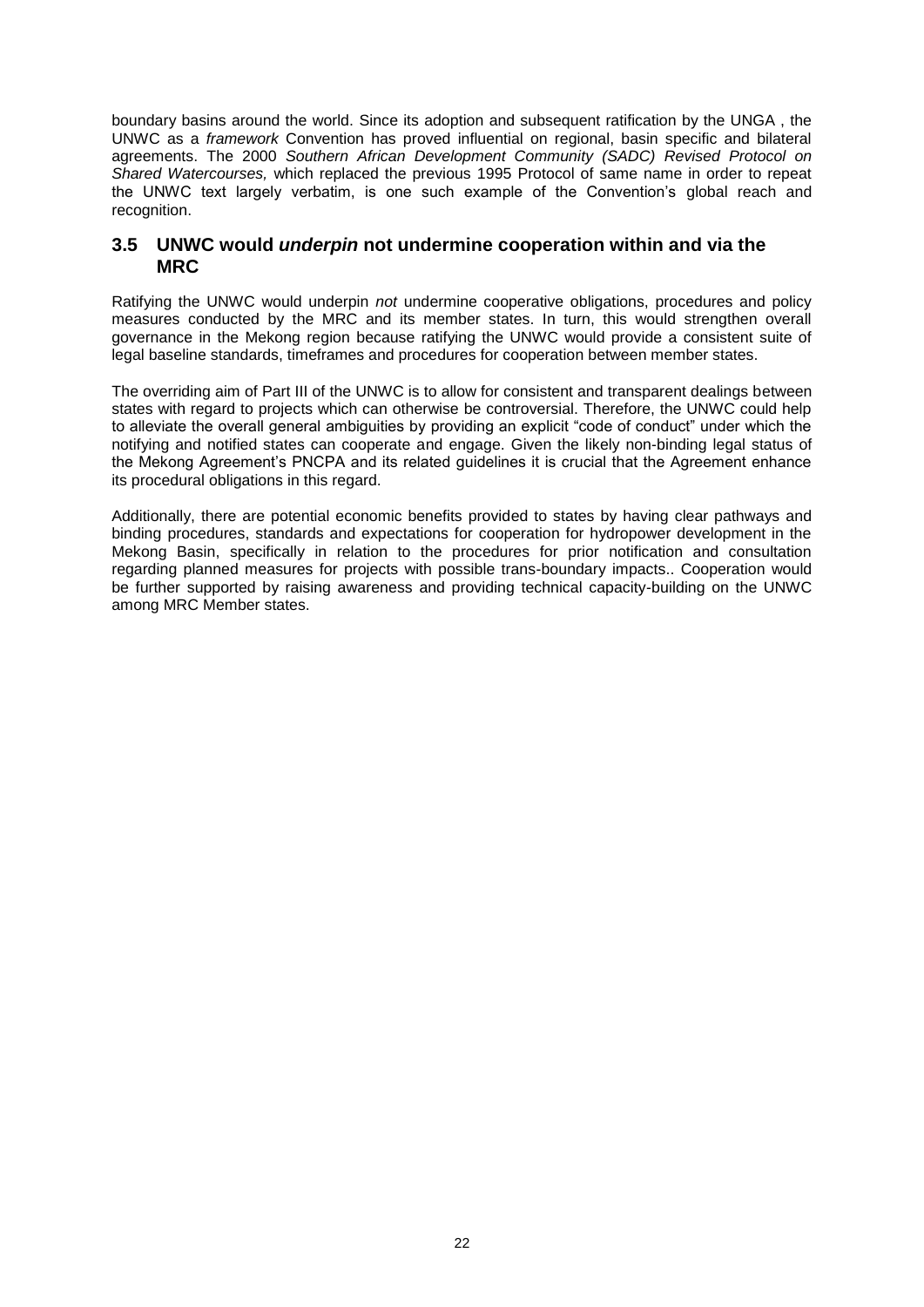boundary basins around the world. Since its adoption and subsequent ratification by the UNGA , the UNWC as a *framework* Convention has proved influential on regional, basin specific and bilateral agreements. The 2000 *Southern African Development Community (SADC) Revised Protocol on Shared Watercourses,* which replaced the previous 1995 Protocol of same name in order to repeat the UNWC text largely verbatim, is one such example of the Convention's global reach and recognition.

## 3.5 UNWC would *underpin* not undermine cooperation within and via the MRC

Ratifying the UNWC would underpin *not* undermine cooperative obligations, procedures and policy measures conducted by the MRC and its member states. In turn, this would strengthen overall governance in the Mekong region because ratifying the UNWC would provide a consistent suite of legal baseline standards, timeframes and procedures for cooperation between member states.

The overriding aim of Part III of the UNWC is to allow for consistent and transparent dealings between states with regard to projects which can otherwise be controversial. Therefore, the UNWC could help to alleviate the overall general ambiguities by providing an explicit "code of conduct" under which the notifying and notified states can cooperate and engage. Given the likely non-binding legal status of the Mekong Agreement's PNCPA and its related guidelines it is crucial that the Agreement enhance its procedural obligations in this regard.

Additionally, there are potential economic benefits provided to states by having clear pathways and binding procedures, standards and expectations for cooperation for hydropower development in the Mekong Basin, specifically in relation to the procedures for prior notification and consultation regarding planned measures for projects with possible trans-boundary impacts.. Cooperation would be further supported by raising awareness and providing technical capacity-building on the UNWC among MRC Member states.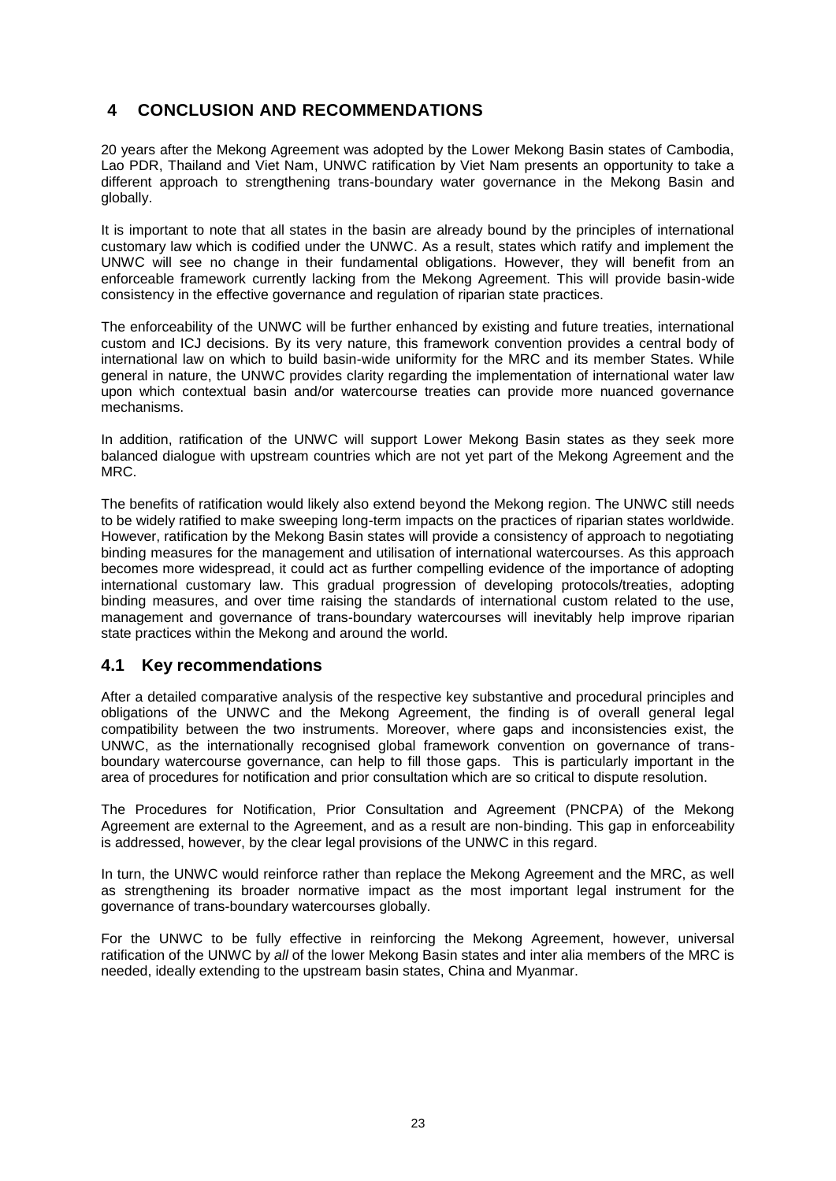# 4 CONCLUSION AND RECOMMENDATIONS

20 years after the Mekong Agreement was adopted by the Lower Mekong Basin states of Cambodia, Lao PDR, Thailand and Viet Nam, UNWC ratification by Viet Nam presents an opportunity to take a different approach to strengthening trans-boundary water governance in the Mekong Basin and globally.

It is important to note that all states in the basin are already bound by the principles of international customary law which is codified under the UNWC. As a result, states which ratify and implement the UNWC will see no change in their fundamental obligations. However, they will benefit from an enforceable framework currently lacking from the Mekong Agreement. This will provide basin-wide consistency in the effective governance and regulation of riparian state practices.

The enforceability of the UNWC will be further enhanced by existing and future treaties, international custom and ICJ decisions. By its very nature, this framework convention provides a central body of international law on which to build basin-wide uniformity for the MRC and its member States. While general in nature, the UNWC provides clarity regarding the implementation of international water law upon which contextual basin and/or watercourse treaties can provide more nuanced governance mechanisms.

In addition, ratification of the UNWC will support Lower Mekong Basin states as they seek more balanced dialogue with upstream countries which are not yet part of the Mekong Agreement and the MRC.

The benefits of ratification would likely also extend beyond the Mekong region. The UNWC still needs to be widely ratified to make sweeping long-term impacts on the practices of riparian states worldwide. However, ratification by the Mekong Basin states will provide a consistency of approach to negotiating binding measures for the management and utilisation of international watercourses. As this approach becomes more widespread, it could act as further compelling evidence of the importance of adopting international customary law. This gradual progression of developing protocols/treaties, adopting binding measures, and over time raising the standards of international custom related to the use, management and governance of trans-boundary watercourses will inevitably help improve riparian state practices within the Mekong and around the world.

## 4.1 Key recommendations

After a detailed comparative analysis of the respective key substantive and procedural principles and obligations of the UNWC and the Mekong Agreement, the finding is of overall general legal compatibility between the two instruments. Moreover, where gaps and inconsistencies exist, the UNWC, as the internationally recognised global framework convention on governance of trans-boundary watercourse governance, can help to fill those gaps. This is particularly important in the area of procedures for notification and prior consultation which are so critical to dispute resolution.

The Procedures for Notification, Prior Consultation and Agreement (PNCPA) of the Mekong Agreement are external to the Agreement, and as a result are non-binding. This gap in enforceability is addressed, however, by the clear legal provisions of the UNWC in this regard.

In turn, the UNWC would reinforce rather than replace the Mekong Agreement and the MRC, as well as strengthening its broader normative impact as the most important legal instrument for the governance of trans-boundary watercourses globally.

For the UNWC to be fully effective in reinforcing the Mekong Agreement, however, universal ratification of the UNWC by *all* of the lower Mekong Basin states and inter alia members of the MRC is needed, ideally extending to the upstream basin states, China and Myanmar.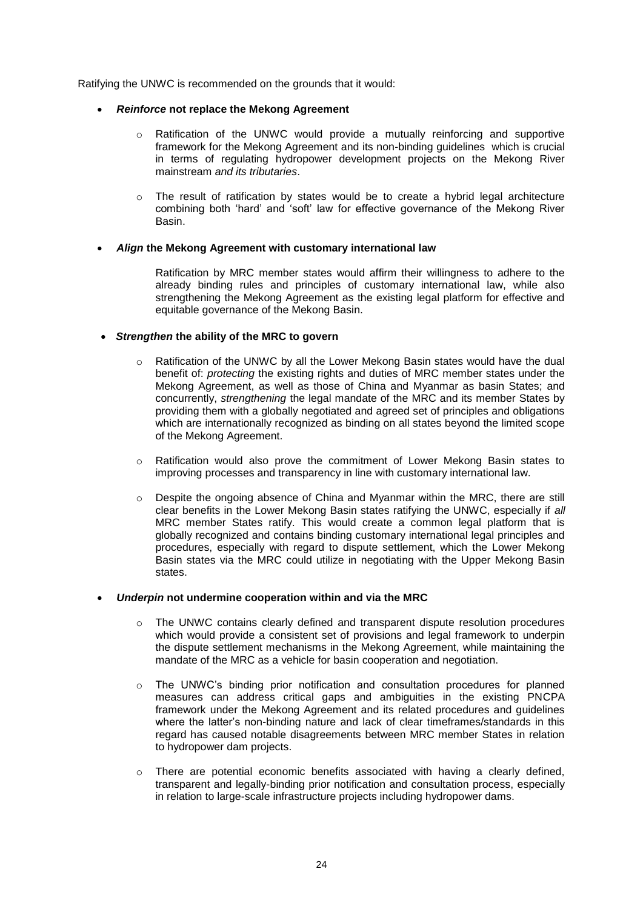Ratifying the UNWC is recommended on the grounds that it would:

- ***Reinforce* not replace the Mekong Agreement**
  - Ratification of the UNWC would provide a mutually reinforcing and supportive framework for the Mekong Agreement and its non-binding guidelines which is crucial in terms of regulating hydropower development projects on the Mekong River mainstream *and its tributaries*.
  - The result of ratification by states would be to create a hybrid legal architecture combining both 'hard' and 'soft' law for effective governance of the Mekong River Basin.

- ***Align* the Mekong Agreement with customary international law**

  Ratification by MRC member states would affirm their willingness to adhere to the already binding rules and principles of customary international law, while also strengthening the Mekong Agreement as the existing legal platform for effective and equitable governance of the Mekong Basin.

- ***Strengthen* the ability of the MRC to govern**
  - Ratification of the UNWC by all the Lower Mekong Basin states would have the dual benefit of: *protecting* the existing rights and duties of MRC member states under the Mekong Agreement, as well as those of China and Myanmar as basin States; and concurrently, *strengthening* the legal mandate of the MRC and its member States by providing them with a globally negotiated and agreed set of principles and obligations which are internationally recognized as binding on all states beyond the limited scope of the Mekong Agreement.
  - Ratification would also prove the commitment of Lower Mekong Basin states to improving processes and transparency in line with customary international law.
  - Despite the ongoing absence of China and Myanmar within the MRC, there are still clear benefits in the Lower Mekong Basin states ratifying the UNWC, especially if *all* MRC member States ratify. This would create a common legal platform that is globally recognized and contains binding customary international legal principles and procedures, especially with regard to dispute settlement, which the Lower Mekong Basin states via the MRC could utilize in negotiating with the Upper Mekong Basin states.

- ***Underpin* not undermine cooperation within and via the MRC**
  - The UNWC contains clearly defined and transparent dispute resolution procedures which would provide a consistent set of provisions and legal framework to underpin the dispute settlement mechanisms in the Mekong Agreement, while maintaining the mandate of the MRC as a vehicle for basin cooperation and negotiation.
  - The UNWC's binding prior notification and consultation procedures for planned measures can address critical gaps and ambiguities in the existing PNCPA framework under the Mekong Agreement and its related procedures and guidelines where the latter's non-binding nature and lack of clear timeframes/standards in this regard has caused notable disagreements between MRC member States in relation to hydropower dam projects.
  - There are potential economic benefits associated with having a clearly defined, transparent and legally-binding prior notification and consultation process, especially in relation to large-scale infrastructure projects including hydropower dams.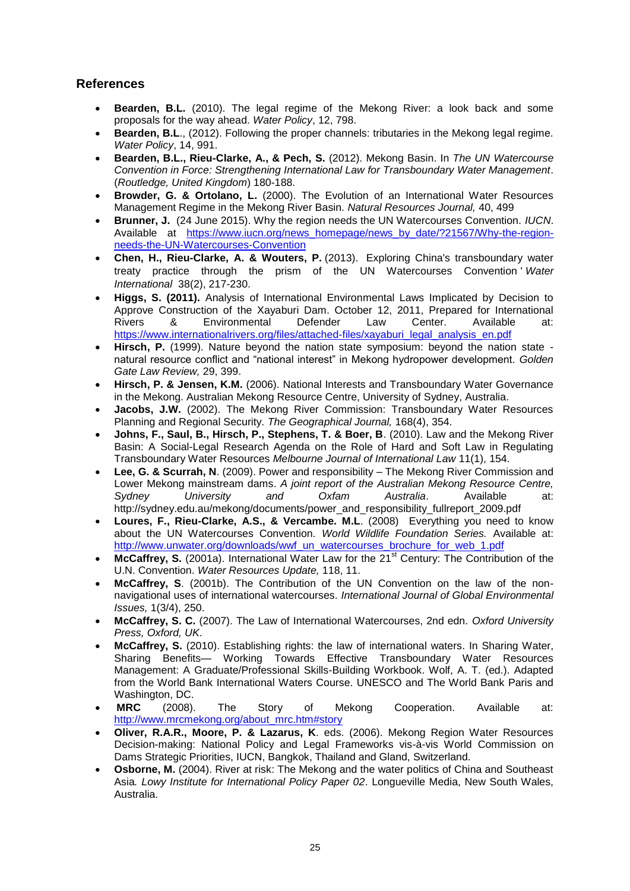## References

- **Bearden, B.L.** (2010). The legal regime of the Mekong River: a look back and some proposals for the way ahead. *Water Policy*, 12, 798.
- **Bearden, B.L**., (2012). Following the proper channels: tributaries in the Mekong legal regime. *Water Policy*, 14, 991.
- **Bearden, B.L., Rieu-Clarke, A., & Pech, S.** (2012). Mekong Basin. In *The UN Watercourse Convention in Force: Strengthening International Law for Transboundary Water Management*. (*Routledge, United Kingdom*) 180-188.
- **Browder, G. & Ortolano, L.** (2000). The Evolution of an International Water Resources Management Regime in the Mekong River Basin. *Natural Resources Journal,* 40, 499
- **Brunner, J.** (24 June 2015). Why the region needs the UN Watercourses Convention. *IUCN*. Available at https://www.iucn.org/news_homepage/news_by_date/?21567/Why-the-region-needs-the-UN-Watercourses-Convention
- **Chen, H., Rieu-Clarke, A. & Wouters, P.** (2013). Exploring China's transboundary water treaty practice through the prism of the UN Watercourses Convention ' *Water International* 38(2), 217-230.
- **Higgs, S. (2011).** Analysis of International Environmental Laws Implicated by Decision to Approve Construction of the Xayaburi Dam. October 12, 2011, Prepared for International Rivers & Environmental Defender Law Center. Available at: https://www.internationalrivers.org/files/attached-files/xayaburi_legal_analysis_en.pdf
- **Hirsch, P.** (1999). Nature beyond the nation state symposium: beyond the nation state - natural resource conflict and "national interest" in Mekong hydropower development. *Golden Gate Law Review,* 29, 399.
- **Hirsch, P. & Jensen, K.M.** (2006). National Interests and Transboundary Water Governance in the Mekong. Australian Mekong Resource Centre, University of Sydney, Australia.
- **Jacobs, J.W.** (2002). The Mekong River Commission: Transboundary Water Resources Planning and Regional Security. *The Geographical Journal,* 168(4), 354.
- **Johns, F., Saul, B., Hirsch, P., Stephens, T. & Boer, B**. (2010). Law and the Mekong River Basin: A Social-Legal Research Agenda on the Role of Hard and Soft Law in Regulating Transboundary Water Resources *Melbourne Journal of International Law* 11(1), 154.
- **Lee, G. & Scurrah, N**. (2009). Power and responsibility – The Mekong River Commission and Lower Mekong mainstream dams. *A joint report of the Australian Mekong Resource Centre, Sydney University and Oxfam Australia*. Available at: http://sydney.edu.au/mekong/documents/power_and_responsibility_fullreport_2009.pdf
- **Loures, F., Rieu-Clarke, A.S., & Vercambe. M.L**. (2008) Everything you need to know about the UN Watercourses Convention. *World Wildlife Foundation Series.* Available at: http://www.unwater.org/downloads/wwf_un_watercourses_brochure_for_web_1.pdf
- **McCaffrey, S.** (2001a). International Water Law for the 21st Century: The Contribution of the U.N. Convention. *Water Resources Update,* 118, 11.
- **McCaffrey, S**. (2001b). The Contribution of the UN Convention on the law of the non-navigational uses of international watercourses. *International Journal of Global Environmental Issues,* 1(3/4), 250.
- **McCaffrey, S. C.** (2007). The Law of International Watercourses, 2nd edn. *Oxford University Press, Oxford, UK*.
- **McCaffrey, S.** (2010). Establishing rights: the law of international waters. In Sharing Water, Sharing Benefits— Working Towards Effective Transboundary Water Resources Management: A Graduate/Professional Skills-Building Workbook. Wolf, A. T. (ed.). Adapted from the World Bank International Waters Course. UNESCO and The World Bank Paris and Washington, DC.
- **MRC** (2008). The Story of Mekong Cooperation. Available at: http://www.mrcmekong.org/about_mrc.htm#story
- **Oliver, R.A.R., Moore, P. & Lazarus, K**. eds. (2006). Mekong Region Water Resources Decision-making: National Policy and Legal Frameworks vis-à-vis World Commission on Dams Strategic Priorities, IUCN, Bangkok, Thailand and Gland, Switzerland.
- **Osborne, M.** (2004). River at risk: The Mekong and the water politics of China and Southeast Asia*. Lowy Institute for International Policy Paper 02*. Longueville Media, New South Wales, Australia.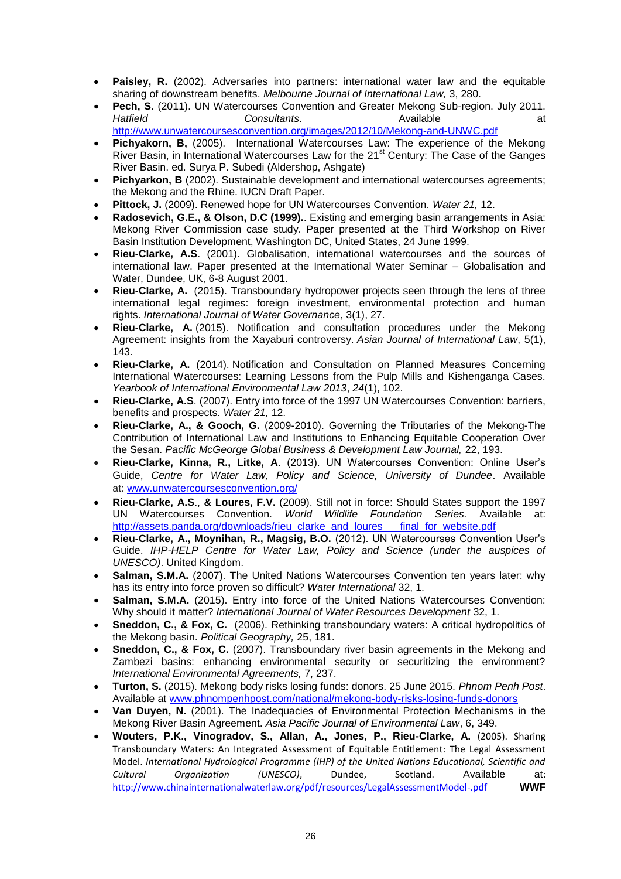- **Paisley, R.** (2002). Adversaries into partners: international water law and the equitable sharing of downstream benefits. *Melbourne Journal of International Law,* 3, 280.
- **Pech, S**. (2011). UN Watercourses Convention and Greater Mekong Sub-region. July 2011. *Hatfield Consultants*. Available at http://www.unwatercoursesconvention.org/images/2012/10/Mekong-and-UNWC.pdf
- **Pichyakorn, B,** (2005). International Watercourses Law: The experience of the Mekong River Basin, in International Watercourses Law for the 21st Century: The Case of the Ganges River Basin. ed. Surya P. Subedi (Aldershop, Ashgate)
- **Pichyarkon, B** (2002). Sustainable development and international watercourses agreements; the Mekong and the Rhine. IUCN Draft Paper.
- **Pittock, J.** (2009). Renewed hope for UN Watercourses Convention. *Water 21,* 12.
- **Radosevich, G.E., & Olson, D.C (1999).**. Existing and emerging basin arrangements in Asia: Mekong River Commission case study. Paper presented at the Third Workshop on River Basin Institution Development, Washington DC, United States, 24 June 1999.
- **Rieu-Clarke, A.S**. (2001). Globalisation, international watercourses and the sources of international law. Paper presented at the International Water Seminar – Globalisation and Water, Dundee, UK, 6-8 August 2001.
- **Rieu-Clarke, A.** (2015). Transboundary hydropower projects seen through the lens of three international legal regimes: foreign investment, environmental protection and human rights. *International Journal of Water Governance*, 3(1), 27.
- **Rieu-Clarke, A.** (2015). Notification and consultation procedures under the Mekong Agreement: insights from the Xayaburi controversy. *Asian Journal of International Law*, 5(1), 143.
- **Rieu-Clarke, A.** (2014). Notification and Consultation on Planned Measures Concerning International Watercourses: Learning Lessons from the Pulp Mills and Kishenganga Cases. *Yearbook of International Environmental Law 2013*, *24*(1), 102.
- **Rieu-Clarke, A.S**. (2007). Entry into force of the 1997 UN Watercourses Convention: barriers, benefits and prospects. *Water 21,* 12.
- **Rieu-Clarke, A., & Gooch, G.** (2009-2010). Governing the Tributaries of the Mekong-The Contribution of International Law and Institutions to Enhancing Equitable Cooperation Over the Sesan. *Pacific McGeorge Global Business & Development Law Journal,* 22, 193.
- **Rieu-Clarke, Kinna, R., Litke, A**. (2013). UN Watercourses Convention: Online User's Guide, *Centre for Water Law, Policy and Science, University of Dundee*. Available at: www.unwatercoursesconvention.org/
- **Rieu-Clarke, A.S**., **& Loures, F.V.** (2009). Still not in force: Should States support the 1997 UN Watercourses Convention. *World Wildlife Foundation Series.* Available at: http://assets.panda.org/downloads/rieu_clarke_and_loures___final_for_website.pdf
- **Rieu-Clarke, A., Moynihan, R., Magsig, B.O.** (2012). UN Watercourses Convention User's Guide. *IHP-HELP Centre for Water Law, Policy and Science (under the auspices of UNESCO)*. United Kingdom.
- **Salman, S.M.A.** (2007). The United Nations Watercourses Convention ten years later: why has its entry into force proven so difficult? *Water International* 32, 1.
- **Salman, S.M.A.** (2015). Entry into force of the United Nations Watercourses Convention: Why should it matter? *International Journal of Water Resources Development* 32, 1.
- **Sneddon, C., & Fox, C.** (2006). Rethinking transboundary waters: A critical hydropolitics of the Mekong basin. *Political Geography,* 25, 181.
- **Sneddon, C., & Fox, C.** (2007). Transboundary river basin agreements in the Mekong and Zambezi basins: enhancing environmental security or securitizing the environment? *International Environmental Agreements,* 7, 237.
- **Turton, S.** (2015). Mekong body risks losing funds: donors. 25 June 2015. *Phnom Penh Post*. Available at www.phnompenhpost.com/national/mekong-body-risks-losing-funds-donors
- **Van Duyen, N.** (2001). The Inadequacies of Environmental Protection Mechanisms in the Mekong River Basin Agreement. *Asia Pacific Journal of Environmental Law*, 6, 349.
- **Wouters, P.K., Vinogradov, S., Allan, A., Jones, P., Rieu-Clarke, A.** (2005). Sharing Transboundary Waters: An Integrated Assessment of Equitable Entitlement: The Legal Assessment Model. *International Hydrological Programme (IHP) of the United Nations Educational, Scientific and Cultural Organization (UNESCO)*, Dundee, Scotland. Available at: http://www.chinainternationalwaterlaw.org/pdf/resources/LegalAssessmentModel-.pdf **WWF**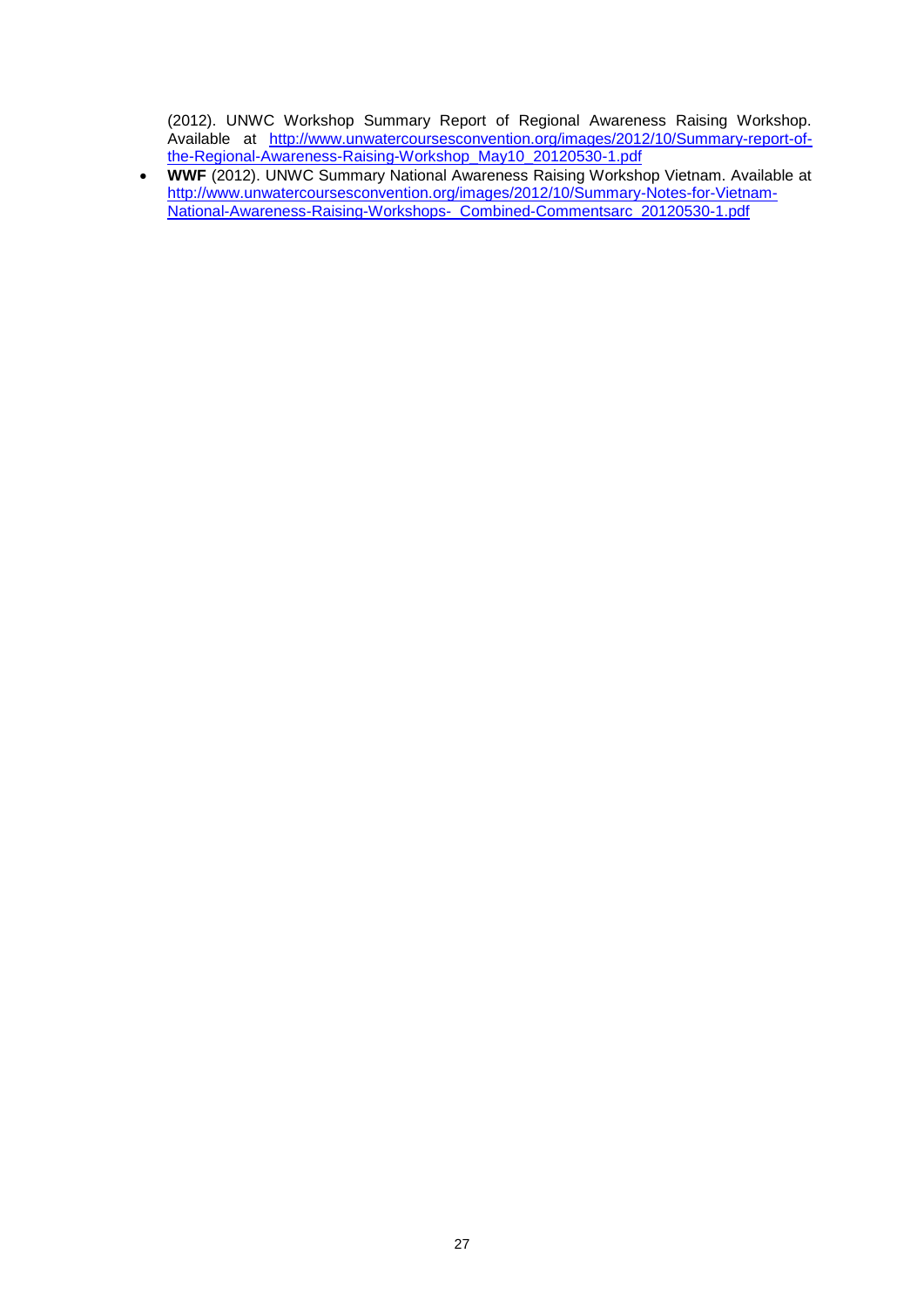(2012). UNWC Workshop Summary Report of Regional Awareness Raising Workshop. Available at http://www.unwatercoursesconvention.org/images/2012/10/Summary-report-of-the-Regional-Awareness-Raising-Workshop_May10_20120530-1.pdf

- **WWF** (2012). UNWC Summary National Awareness Raising Workshop Vietnam. Available at http://www.unwatercoursesconvention.org/images/2012/10/Summary-Notes-for-Vietnam-National-Awareness-Raising-Workshops-_Combined-Commentsarc_20120530-1.pdf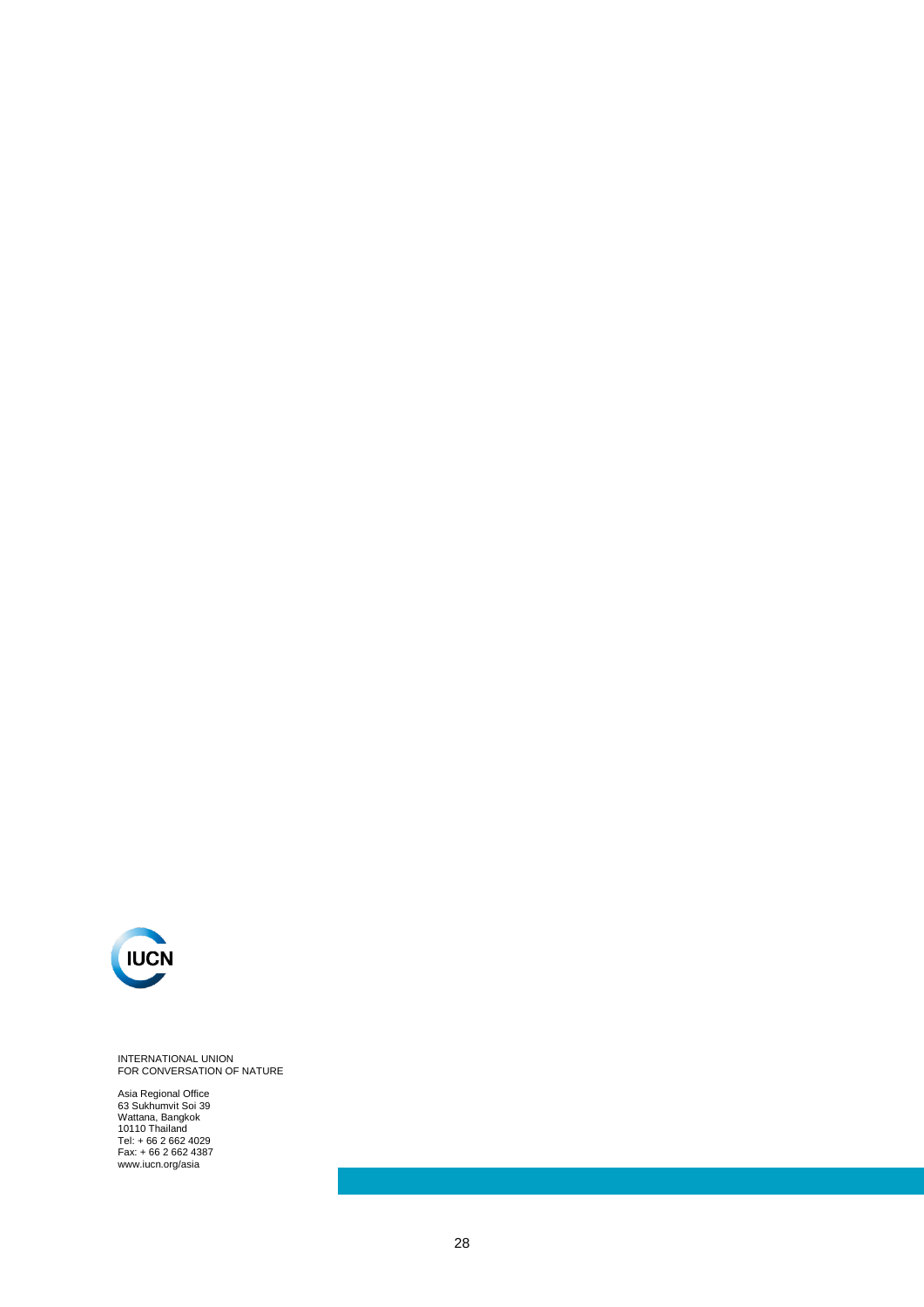IUCN

INTERNATIONAL UNION
FOR CONVERSATION OF NATURE

Asia Regional Office
63 Sukhumvit Soi 39
Wattana, Bangkok
10110 Thailand
Tel: + 66 2 662 4029
Fax: + 66 2 662 4387
www.iucn.org/asia